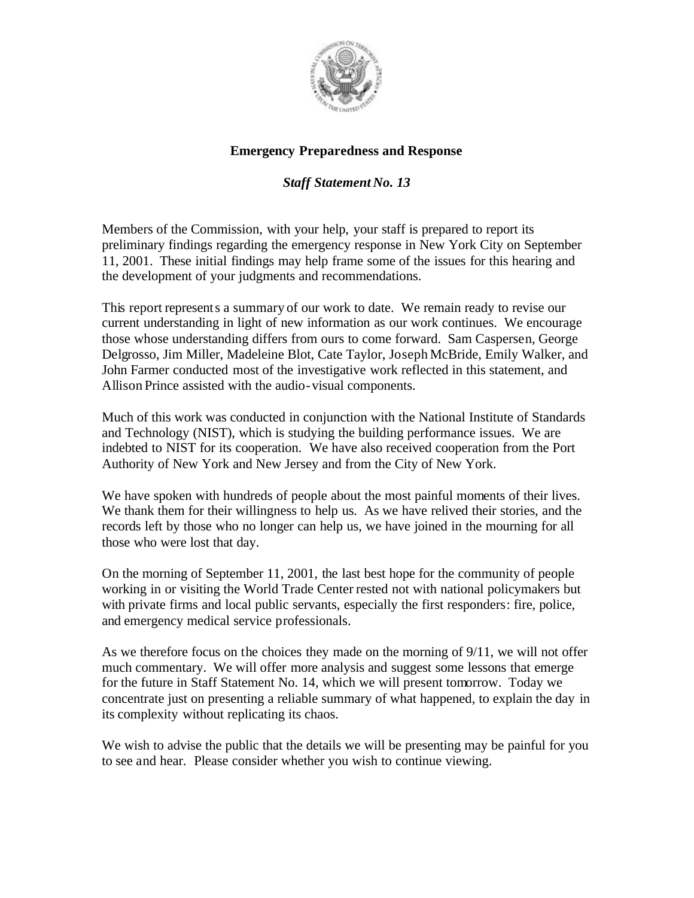# Emergency Preparedness and Response

## *Staff Statement No. 13*

Members of the Commission, with your help, your staff is prepared to report its preliminary findings regarding the emergency response in New York City on September 11, 2001. These initial findings may help frame some of the issues for this hearing and the development of your judgments and recommendations.

This report represents a summary of our work to date. We remain ready to revise our current understanding in light of new information as our work continues. We encourage those whose understanding differs from ours to come forward. Sam Caspersen, George Delgrosso, Jim Miller, Madeleine Blot, Cate Taylor, Joseph McBride, Emily Walker, and John Farmer conducted most of the investigative work reflected in this statement, and Allison Prince assisted with the audio-visual components.

Much of this work was conducted in conjunction with the National Institute of Standards and Technology (NIST), which is studying the building performance issues. We are indebted to NIST for its cooperation. We have also received cooperation from the Port Authority of New York and New Jersey and from the City of New York.

We have spoken with hundreds of people about the most painful moments of their lives. We thank them for their willingness to help us. As we have relived their stories, and the records left by those who no longer can help us, we have joined in the mourning for all those who were lost that day.

On the morning of September 11, 2001, the last best hope for the community of people working in or visiting the World Trade Center rested not with national policymakers but with private firms and local public servants, especially the first responders: fire, police, and emergency medical service professionals.

As we therefore focus on the choices they made on the morning of 9/11, we will not offer much commentary. We will offer more analysis and suggest some lessons that emerge for the future in Staff Statement No. 14, which we will present tomorrow. Today we concentrate just on presenting a reliable summary of what happened, to explain the day in its complexity without replicating its chaos.

We wish to advise the public that the details we will be presenting may be painful for you to see and hear. Please consider whether you wish to continue viewing.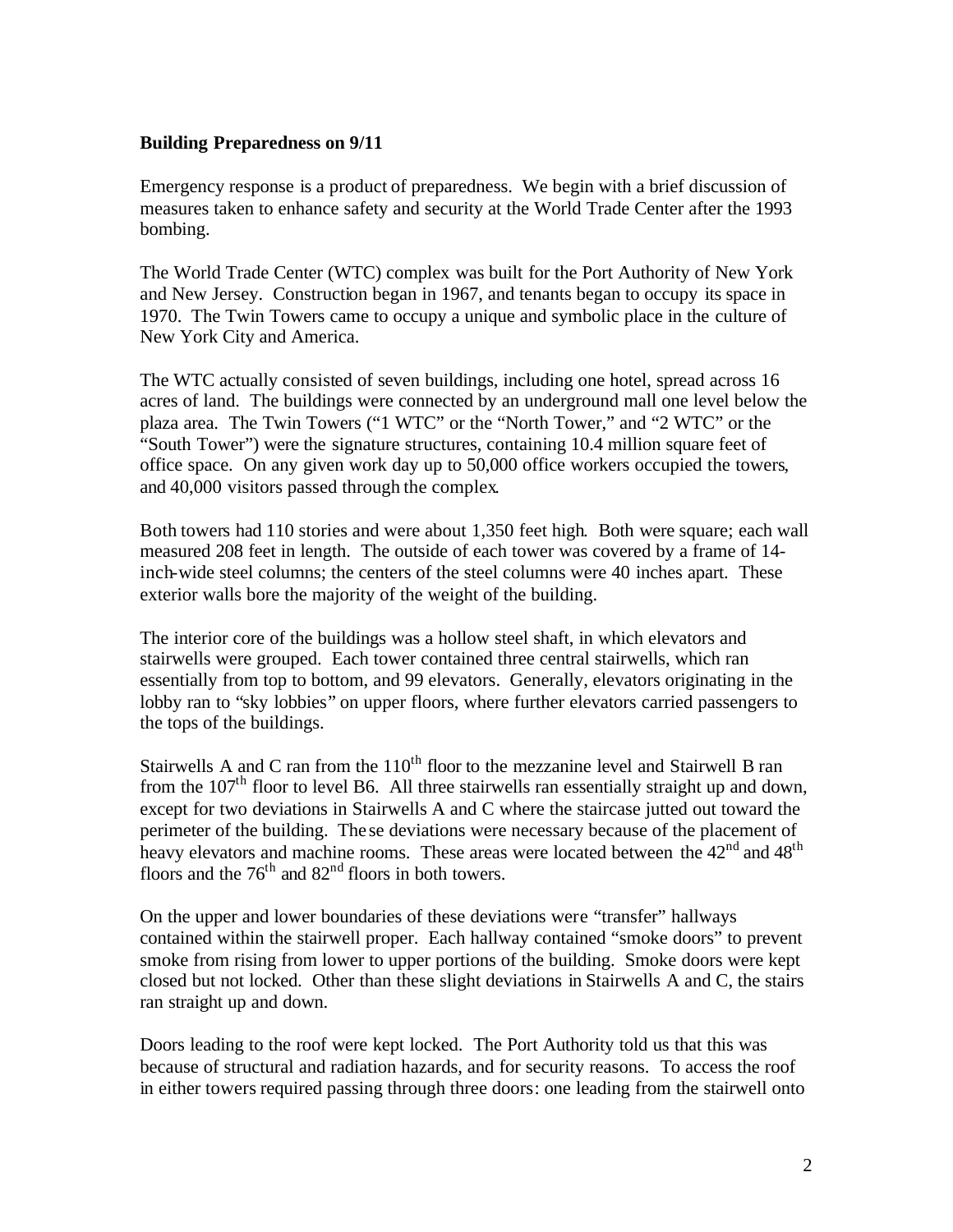**Building Preparedness on 9/11**

Emergency response is a product of preparedness. We begin with a brief discussion of measures taken to enhance safety and security at the World Trade Center after the 1993 bombing.

The World Trade Center (WTC) complex was built for the Port Authority of New York and New Jersey. Construction began in 1967, and tenants began to occupy its space in 1970. The Twin Towers came to occupy a unique and symbolic place in the culture of New York City and America.

The WTC actually consisted of seven buildings, including one hotel, spread across 16 acres of land. The buildings were connected by an underground mall one level below the plaza area. The Twin Towers ("1 WTC" or the "North Tower," and "2 WTC" or the "South Tower") were the signature structures, containing 10.4 million square feet of office space. On any given work day up to 50,000 office workers occupied the towers, and 40,000 visitors passed through the complex.

Both towers had 110 stories and were about 1,350 feet high. Both were square; each wall measured 208 feet in length. The outside of each tower was covered by a frame of 14-inch-wide steel columns; the centers of the steel columns were 40 inches apart. These exterior walls bore the majority of the weight of the building.

The interior core of the buildings was a hollow steel shaft, in which elevators and stairwells were grouped. Each tower contained three central stairwells, which ran essentially from top to bottom, and 99 elevators. Generally, elevators originating in the lobby ran to "sky lobbies" on upper floors, where further elevators carried passengers to the tops of the buildings.

Stairwells A and C ran from the 110th floor to the mezzanine level and Stairwell B ran from the 107th floor to level B6. All three stairwells ran essentially straight up and down, except for two deviations in Stairwells A and C where the staircase jutted out toward the perimeter of the building. These deviations were necessary because of the placement of heavy elevators and machine rooms. These areas were located between the 42nd and 48th floors and the 76th and 82nd floors in both towers.

On the upper and lower boundaries of these deviations were "transfer" hallways contained within the stairwell proper. Each hallway contained "smoke doors" to prevent smoke from rising from lower to upper portions of the building. Smoke doors were kept closed but not locked. Other than these slight deviations in Stairwells A and C, the stairs ran straight up and down.

Doors leading to the roof were kept locked. The Port Authority told us that this was because of structural and radiation hazards, and for security reasons. To access the roof in either towers required passing through three doors: one leading from the stairwell onto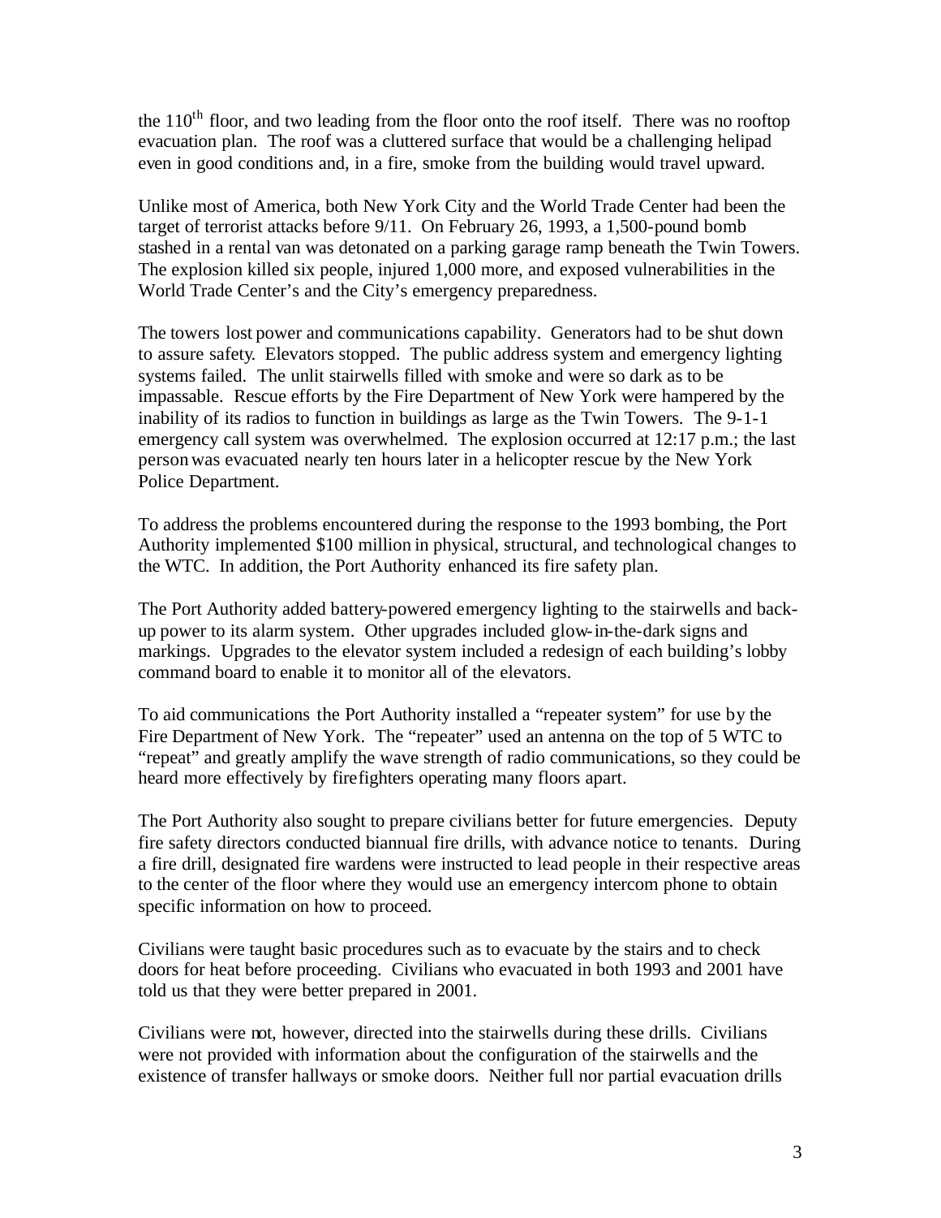the 110th floor, and two leading from the floor onto the roof itself. There was no rooftop evacuation plan. The roof was a cluttered surface that would be a challenging helipad even in good conditions and, in a fire, smoke from the building would travel upward.

Unlike most of America, both New York City and the World Trade Center had been the target of terrorist attacks before 9/11. On February 26, 1993, a 1,500-pound bomb stashed in a rental van was detonated on a parking garage ramp beneath the Twin Towers. The explosion killed six people, injured 1,000 more, and exposed vulnerabilities in the World Trade Center's and the City's emergency preparedness.

The towers lost power and communications capability. Generators had to be shut down to assure safety. Elevators stopped. The public address system and emergency lighting systems failed. The unlit stairwells filled with smoke and were so dark as to be impassable. Rescue efforts by the Fire Department of New York were hampered by the inability of its radios to function in buildings as large as the Twin Towers. The 9-1-1 emergency call system was overwhelmed. The explosion occurred at 12:17 p.m.; the last person was evacuated nearly ten hours later in a helicopter rescue by the New York Police Department.

To address the problems encountered during the response to the 1993 bombing, the Port Authority implemented $100 million in physical, structural, and technological changes to the WTC. In addition, the Port Authority enhanced its fire safety plan.

The Port Authority added battery-powered emergency lighting to the stairwells and back-up power to its alarm system. Other upgrades included glow-in-the-dark signs and markings. Upgrades to the elevator system included a redesign of each building's lobby command board to enable it to monitor all of the elevators.

To aid communications the Port Authority installed a "repeater system" for use by the Fire Department of New York. The "repeater" used an antenna on the top of 5 WTC to "repeat" and greatly amplify the wave strength of radio communications, so they could be heard more effectively by firefighters operating many floors apart.

The Port Authority also sought to prepare civilians better for future emergencies. Deputy fire safety directors conducted biannual fire drills, with advance notice to tenants. During a fire drill, designated fire wardens were instructed to lead people in their respective areas to the center of the floor where they would use an emergency intercom phone to obtain specific information on how to proceed.

Civilians were taught basic procedures such as to evacuate by the stairs and to check doors for heat before proceeding. Civilians who evacuated in both 1993 and 2001 have told us that they were better prepared in 2001.

Civilians were not, however, directed into the stairwells during these drills. Civilians were not provided with information about the configuration of the stairwells and the existence of transfer hallways or smoke doors. Neither full nor partial evacuation drills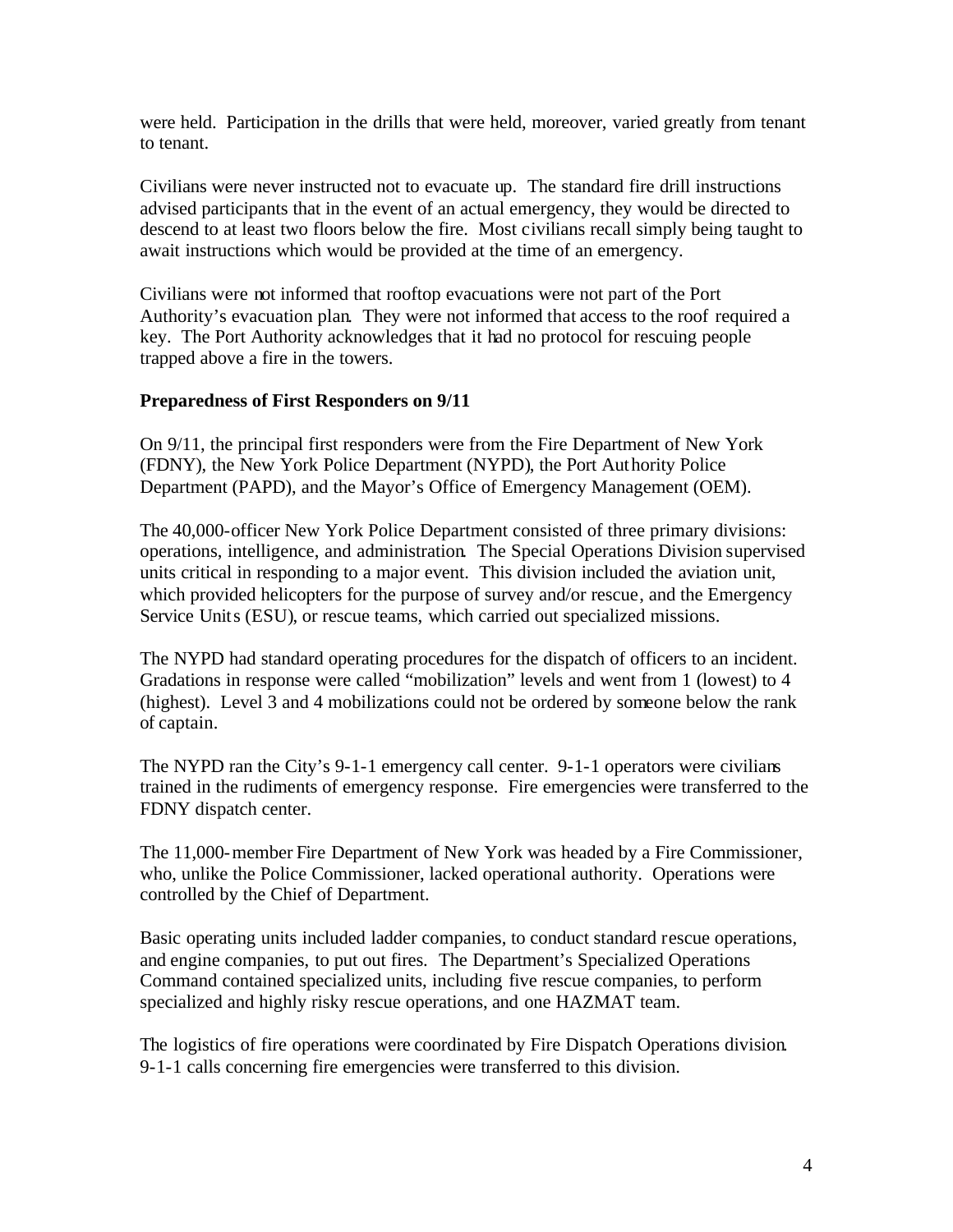were held. Participation in the drills that were held, moreover, varied greatly from tenant to tenant.

Civilians were never instructed not to evacuate up. The standard fire drill instructions advised participants that in the event of an actual emergency, they would be directed to descend to at least two floors below the fire. Most civilians recall simply being taught to await instructions which would be provided at the time of an emergency.

Civilians were not informed that rooftop evacuations were not part of the Port Authority's evacuation plan. They were not informed that access to the roof required a key. The Port Authority acknowledges that it had no protocol for rescuing people trapped above a fire in the towers.

**Preparedness of First Responders on 9/11**

On 9/11, the principal first responders were from the Fire Department of New York (FDNY), the New York Police Department (NYPD), the Port Authority Police Department (PAPD), and the Mayor's Office of Emergency Management (OEM).

The 40,000-officer New York Police Department consisted of three primary divisions: operations, intelligence, and administration. The Special Operations Division supervised units critical in responding to a major event. This division included the aviation unit, which provided helicopters for the purpose of survey and/or rescue, and the Emergency Service Units (ESU), or rescue teams, which carried out specialized missions.

The NYPD had standard operating procedures for the dispatch of officers to an incident. Gradations in response were called "mobilization" levels and went from 1 (lowest) to 4 (highest). Level 3 and 4 mobilizations could not be ordered by someone below the rank of captain.

The NYPD ran the City's 9-1-1 emergency call center. 9-1-1 operators were civilians trained in the rudiments of emergency response. Fire emergencies were transferred to the FDNY dispatch center.

The 11,000-member Fire Department of New York was headed by a Fire Commissioner, who, unlike the Police Commissioner, lacked operational authority. Operations were controlled by the Chief of Department.

Basic operating units included ladder companies, to conduct standard rescue operations, and engine companies, to put out fires. The Department's Specialized Operations Command contained specialized units, including five rescue companies, to perform specialized and highly risky rescue operations, and one HAZMAT team.

The logistics of fire operations were coordinated by Fire Dispatch Operations division. 9-1-1 calls concerning fire emergencies were transferred to this division.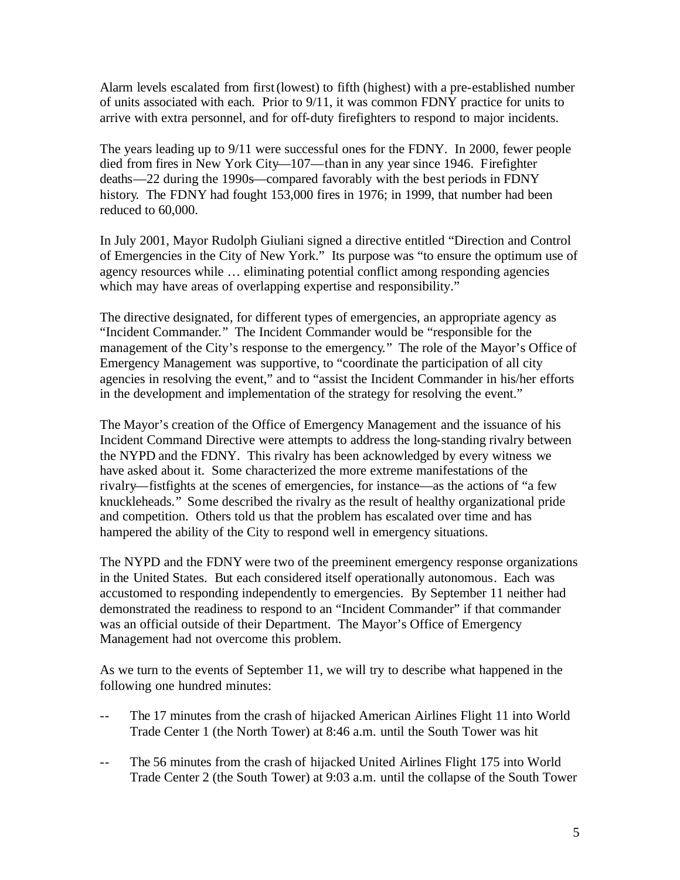Alarm levels escalated from first (lowest) to fifth (highest) with a pre-established number of units associated with each. Prior to 9/11, it was common FDNY practice for units to arrive with extra personnel, and for off-duty firefighters to respond to major incidents.

The years leading up to 9/11 were successful ones for the FDNY. In 2000, fewer people died from fires in New York City—107—than in any year since 1946. Firefighter deaths—22 during the 1990s—compared favorably with the best periods in FDNY history. The FDNY had fought 153,000 fires in 1976; in 1999, that number had been reduced to 60,000.

In July 2001, Mayor Rudolph Giuliani signed a directive entitled "Direction and Control of Emergencies in the City of New York." Its purpose was "to ensure the optimum use of agency resources while … eliminating potential conflict among responding agencies which may have areas of overlapping expertise and responsibility."

The directive designated, for different types of emergencies, an appropriate agency as "Incident Commander." The Incident Commander would be "responsible for the management of the City's response to the emergency." The role of the Mayor's Office of Emergency Management was supportive, to "coordinate the participation of all city agencies in resolving the event," and to "assist the Incident Commander in his/her efforts in the development and implementation of the strategy for resolving the event."

The Mayor's creation of the Office of Emergency Management and the issuance of his Incident Command Directive were attempts to address the long-standing rivalry between the NYPD and the FDNY. This rivalry has been acknowledged by every witness we have asked about it. Some characterized the more extreme manifestations of the rivalry—fistfights at the scenes of emergencies, for instance—as the actions of "a few knuckleheads." Some described the rivalry as the result of healthy organizational pride and competition. Others told us that the problem has escalated over time and has hampered the ability of the City to respond well in emergency situations.

The NYPD and the FDNY were two of the preeminent emergency response organizations in the United States. But each considered itself operationally autonomous. Each was accustomed to responding independently to emergencies. By September 11 neither had demonstrated the readiness to respond to an "Incident Commander" if that commander was an official outside of their Department. The Mayor's Office of Emergency Management had not overcome this problem.

As we turn to the events of September 11, we will try to describe what happened in the following one hundred minutes:

- The 17 minutes from the crash of hijacked American Airlines Flight 11 into World Trade Center 1 (the North Tower) at 8:46 a.m. until the South Tower was hit
- The 56 minutes from the crash of hijacked United Airlines Flight 175 into World Trade Center 2 (the South Tower) at 9:03 a.m. until the collapse of the South Tower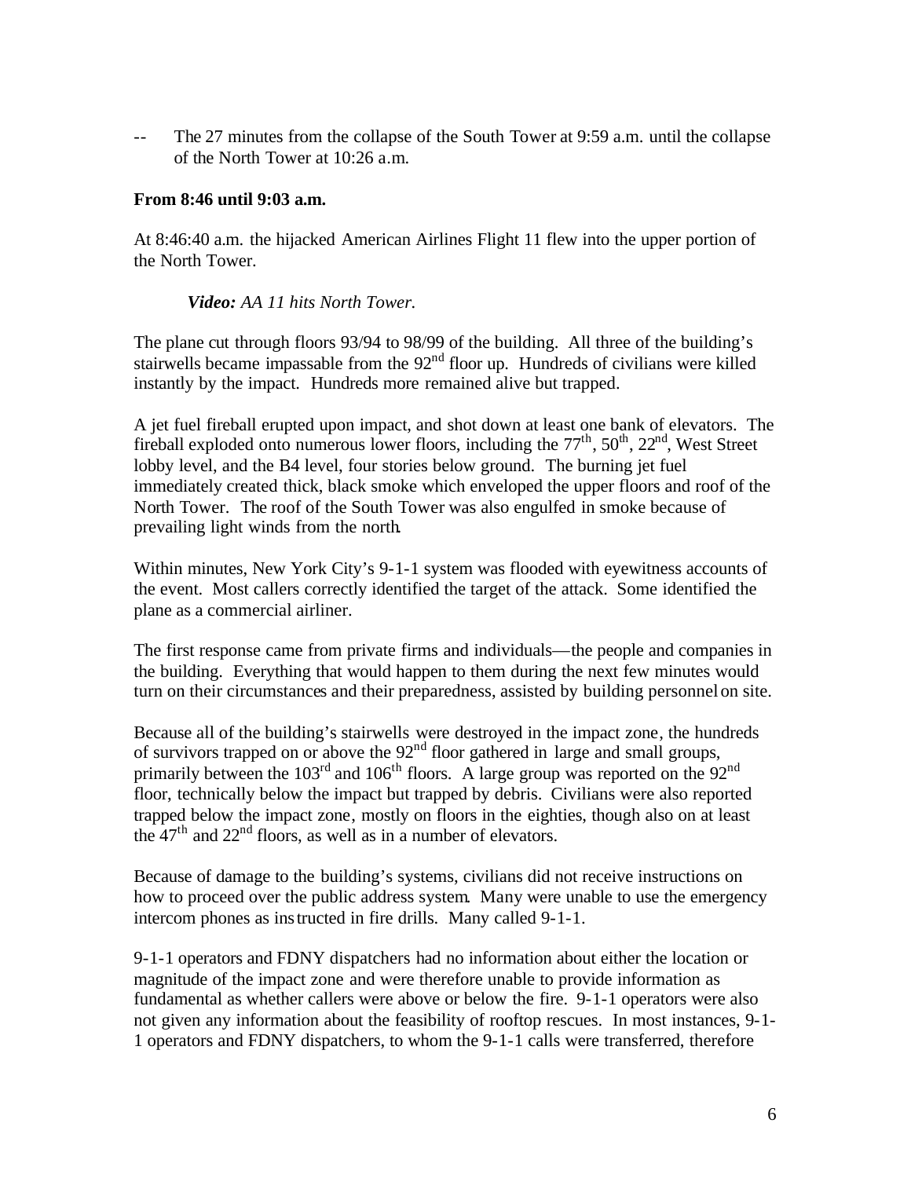-- The 27 minutes from the collapse of the South Tower at 9:59 a.m. until the collapse of the North Tower at 10:26 a.m.

**From 8:46 until 9:03 a.m.**

At 8:46:40 a.m. the hijacked American Airlines Flight 11 flew into the upper portion of the North Tower.

***Video:*** *AA 11 hits North Tower.*

The plane cut through floors 93/94 to 98/99 of the building. All three of the building's stairwells became impassable from the 92nd floor up. Hundreds of civilians were killed instantly by the impact. Hundreds more remained alive but trapped.

A jet fuel fireball erupted upon impact, and shot down at least one bank of elevators. The fireball exploded onto numerous lower floors, including the 77th, 50th, 22nd, West Street lobby level, and the B4 level, four stories below ground. The burning jet fuel immediately created thick, black smoke which enveloped the upper floors and roof of the North Tower. The roof of the South Tower was also engulfed in smoke because of prevailing light winds from the north.

Within minutes, New York City's 9-1-1 system was flooded with eyewitness accounts of the event. Most callers correctly identified the target of the attack. Some identified the plane as a commercial airliner.

The first response came from private firms and individuals—the people and companies in the building. Everything that would happen to them during the next few minutes would turn on their circumstances and their preparedness, assisted by building personnel on site.

Because all of the building's stairwells were destroyed in the impact zone, the hundreds of survivors trapped on or above the 92nd floor gathered in large and small groups, primarily between the 103rd and 106th floors. A large group was reported on the 92nd floor, technically below the impact but trapped by debris. Civilians were also reported trapped below the impact zone, mostly on floors in the eighties, though also on at least the 47th and 22nd floors, as well as in a number of elevators.

Because of damage to the building's systems, civilians did not receive instructions on how to proceed over the public address system. Many were unable to use the emergency intercom phones as instructed in fire drills. Many called 9-1-1.

9-1-1 operators and FDNY dispatchers had no information about either the location or magnitude of the impact zone and were therefore unable to provide information as fundamental as whether callers were above or below the fire. 9-1-1 operators were also not given any information about the feasibility of rooftop rescues. In most instances, 9-1-1 operators and FDNY dispatchers, to whom the 9-1-1 calls were transferred, therefore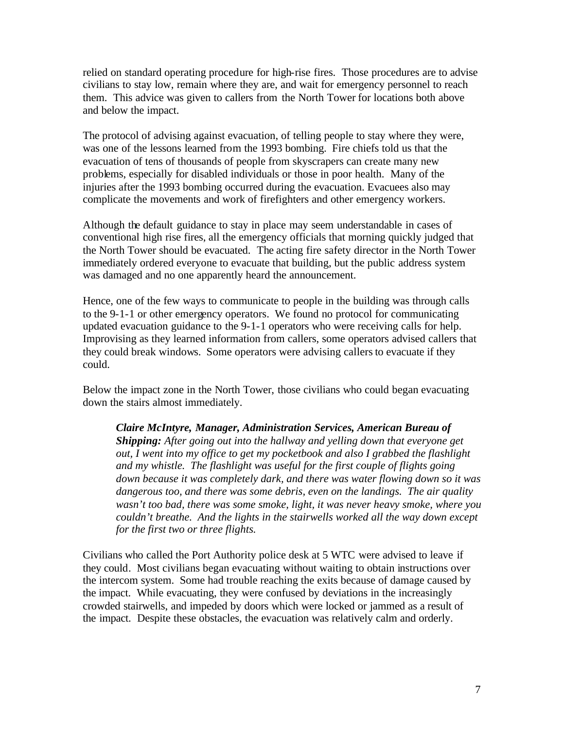relied on standard operating procedure for high-rise fires. Those procedures are to advise civilians to stay low, remain where they are, and wait for emergency personnel to reach them. This advice was given to callers from the North Tower for locations both above and below the impact.

The protocol of advising against evacuation, of telling people to stay where they were, was one of the lessons learned from the 1993 bombing. Fire chiefs told us that the evacuation of tens of thousands of people from skyscrapers can create many new problems, especially for disabled individuals or those in poor health. Many of the injuries after the 1993 bombing occurred during the evacuation. Evacuees also may complicate the movements and work of firefighters and other emergency workers.

Although the default guidance to stay in place may seem understandable in cases of conventional high rise fires, all the emergency officials that morning quickly judged that the North Tower should be evacuated. The acting fire safety director in the North Tower immediately ordered everyone to evacuate that building, but the public address system was damaged and no one apparently heard the announcement.

Hence, one of the few ways to communicate to people in the building was through calls to the 9-1-1 or other emergency operators. We found no protocol for communicating updated evacuation guidance to the 9-1-1 operators who were receiving calls for help. Improvising as they learned information from callers, some operators advised callers that they could break windows. Some operators were advising callers to evacuate if they could.

Below the impact zone in the North Tower, those civilians who could began evacuating down the stairs almost immediately.

> ***Claire McIntyre, Manager, Administration Services, American Bureau of Shipping:*** *After going out into the hallway and yelling down that everyone get out, I went into my office to get my pocketbook and also I grabbed the flashlight and my whistle. The flashlight was useful for the first couple of flights going down because it was completely dark, and there was water flowing down so it was dangerous too, and there was some debris, even on the landings. The air quality wasn't too bad, there was some smoke, light, it was never heavy smoke, where you couldn't breathe. And the lights in the stairwells worked all the way down except for the first two or three flights.*

Civilians who called the Port Authority police desk at 5 WTC were advised to leave if they could. Most civilians began evacuating without waiting to obtain instructions over the intercom system. Some had trouble reaching the exits because of damage caused by the impact. While evacuating, they were confused by deviations in the increasingly crowded stairwells, and impeded by doors which were locked or jammed as a result of the impact. Despite these obstacles, the evacuation was relatively calm and orderly.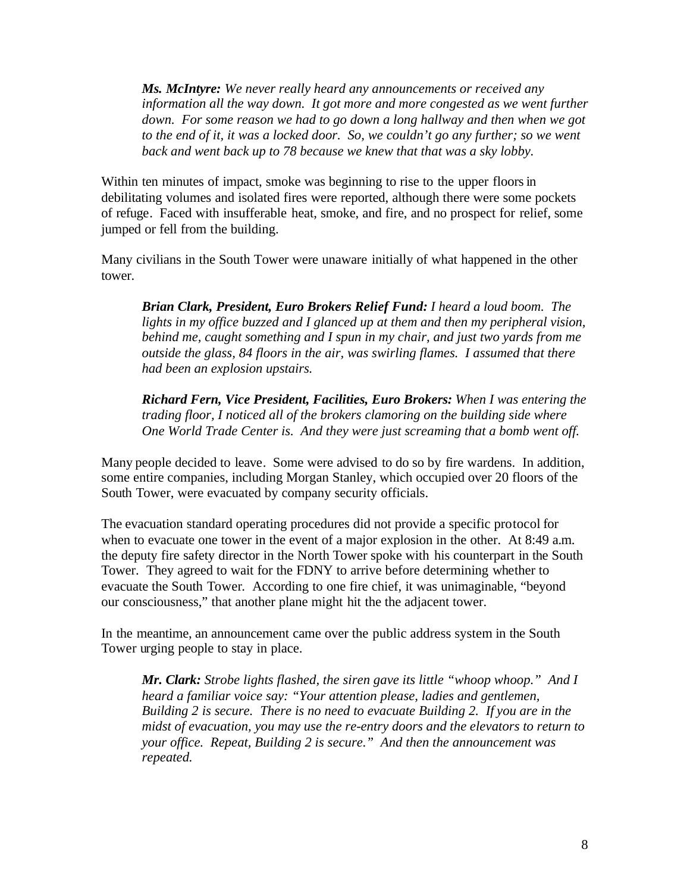> ***Ms. McIntyre:*** *We never really heard any announcements or received any information all the way down. It got more and more congested as we went further down. For some reason we had to go down a long hallway and then when we got to the end of it, it was a locked door. So, we couldn't go any further; so we went back and went back up to 78 because we knew that that was a sky lobby.*

Within ten minutes of impact, smoke was beginning to rise to the upper floors in debilitating volumes and isolated fires were reported, although there were some pockets of refuge. Faced with insufferable heat, smoke, and fire, and no prospect for relief, some jumped or fell from the building.

Many civilians in the South Tower were unaware initially of what happened in the other tower.

> ***Brian Clark, President, Euro Brokers Relief Fund:*** *I heard a loud boom. The lights in my office buzzed and I glanced up at them and then my peripheral vision, behind me, caught something and I spun in my chair, and just two yards from me outside the glass, 84 floors in the air, was swirling flames. I assumed that there had been an explosion upstairs.*

> ***Richard Fern, Vice President, Facilities, Euro Brokers:*** *When I was entering the trading floor, I noticed all of the brokers clamoring on the building side where One World Trade Center is. And they were just screaming that a bomb went off.*

Many people decided to leave. Some were advised to do so by fire wardens. In addition, some entire companies, including Morgan Stanley, which occupied over 20 floors of the South Tower, were evacuated by company security officials.

The evacuation standard operating procedures did not provide a specific protocol for when to evacuate one tower in the event of a major explosion in the other. At 8:49 a.m. the deputy fire safety director in the North Tower spoke with his counterpart in the South Tower. They agreed to wait for the FDNY to arrive before determining whether to evacuate the South Tower. According to one fire chief, it was unimaginable, "beyond our consciousness," that another plane might hit the the adjacent tower.

In the meantime, an announcement came over the public address system in the South Tower urging people to stay in place.

> ***Mr. Clark:*** *Strobe lights flashed, the siren gave its little "whoop whoop." And I heard a familiar voice say: "Your attention please, ladies and gentlemen, Building 2 is secure. There is no need to evacuate Building 2. If you are in the midst of evacuation, you may use the re-entry doors and the elevators to return to your office. Repeat, Building 2 is secure." And then the announcement was repeated.*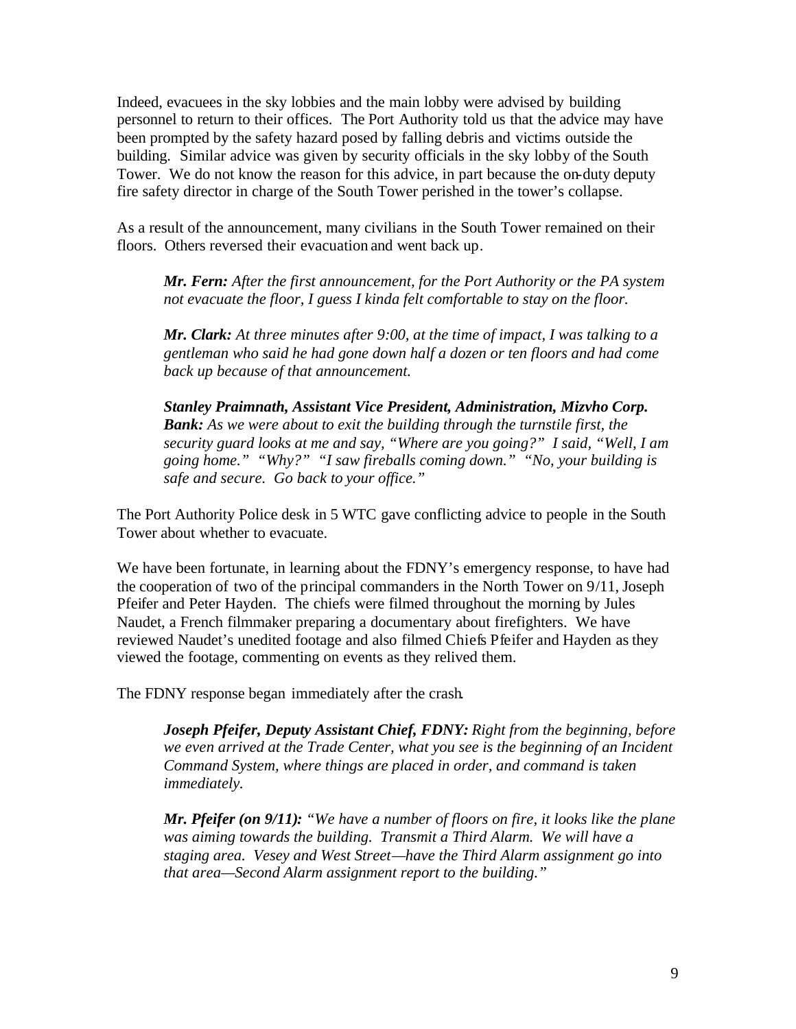Indeed, evacuees in the sky lobbies and the main lobby were advised by building personnel to return to their offices. The Port Authority told us that the advice may have been prompted by the safety hazard posed by falling debris and victims outside the building. Similar advice was given by security officials in the sky lobby of the South Tower. We do not know the reason for this advice, in part because the on-duty deputy fire safety director in charge of the South Tower perished in the tower's collapse.

As a result of the announcement, many civilians in the South Tower remained on their floors. Others reversed their evacuation and went back up.

> ***Mr. Fern:*** *After the first announcement, for the Port Authority or the PA system not evacuate the floor, I guess I kinda felt comfortable to stay on the floor.*
>
> ***Mr. Clark:*** *At three minutes after 9:00, at the time of impact, I was talking to a gentleman who said he had gone down half a dozen or ten floors and had come back up because of that announcement.*
>
> ***Stanley Praimnath, Assistant Vice President, Administration, Mizvho Corp. Bank:*** *As we were about to exit the building through the turnstile first, the security guard looks at me and say, "Where are you going?" I said, "Well, I am going home." "Why?" "I saw fireballs coming down." "No, your building is safe and secure. Go back to your office."*

The Port Authority Police desk in 5 WTC gave conflicting advice to people in the South Tower about whether to evacuate.

We have been fortunate, in learning about the FDNY's emergency response, to have had the cooperation of two of the principal commanders in the North Tower on 9/11, Joseph Pfeifer and Peter Hayden. The chiefs were filmed throughout the morning by Jules Naudet, a French filmmaker preparing a documentary about firefighters. We have reviewed Naudet's unedited footage and also filmed Chiefs Pfeifer and Hayden as they viewed the footage, commenting on events as they relived them.

The FDNY response began immediately after the crash.

> ***Joseph Pfeifer, Deputy Assistant Chief, FDNY:*** *Right from the beginning, before we even arrived at the Trade Center, what you see is the beginning of an Incident Command System, where things are placed in order, and command is taken immediately.*
>
> ***Mr. Pfeifer (on 9/11):*** *"We have a number of floors on fire, it looks like the plane was aiming towards the building. Transmit a Third Alarm. We will have a staging area. Vesey and West Street—have the Third Alarm assignment go into that area—Second Alarm assignment report to the building."*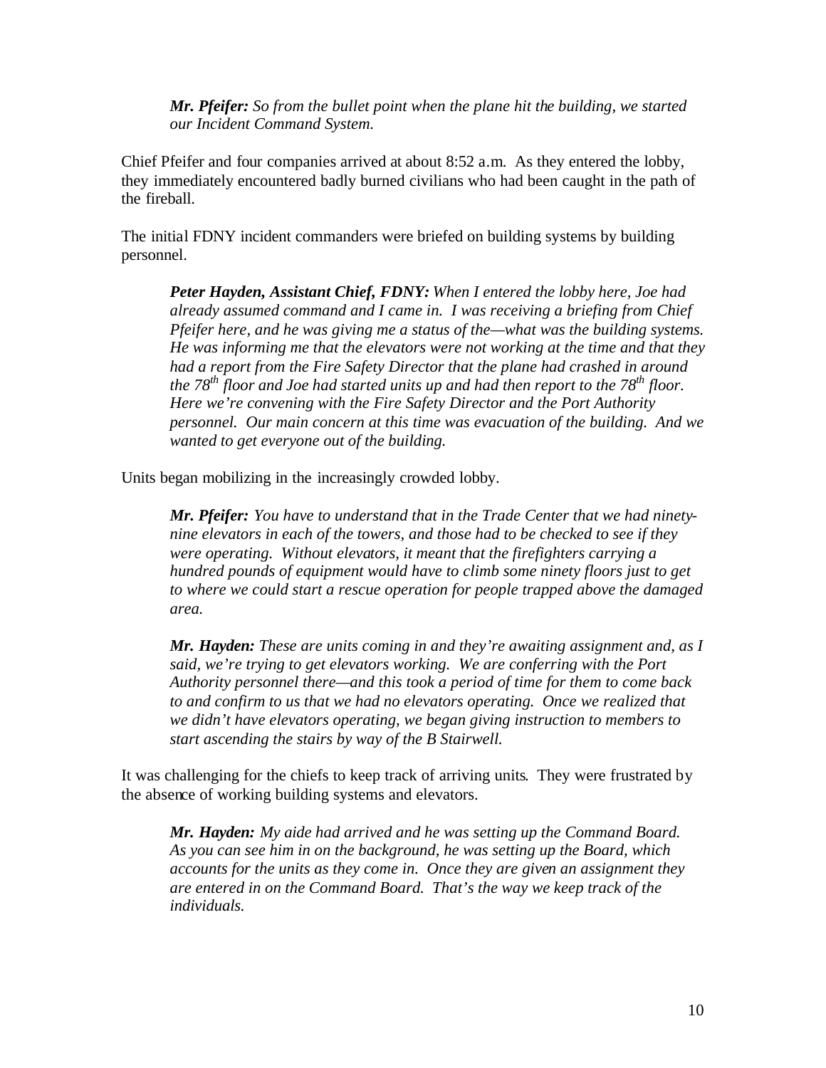> ***Mr. Pfeifer:*** *So from the bullet point when the plane hit the building, we started our Incident Command System.*

Chief Pfeifer and four companies arrived at about 8:52 a.m. As they entered the lobby, they immediately encountered badly burned civilians who had been caught in the path of the fireball.

The initial FDNY incident commanders were briefed on building systems by building personnel.

> ***Peter Hayden, Assistant Chief, FDNY:*** *When I entered the lobby here, Joe had already assumed command and I came in. I was receiving a briefing from Chief Pfeifer here, and he was giving me a status of the—what was the building systems. He was informing me that the elevators were not working at the time and that they had a report from the Fire Safety Director that the plane had crashed in around the 78th floor and Joe had started units up and had then report to the 78th floor. Here we're convening with the Fire Safety Director and the Port Authority personnel. Our main concern at this time was evacuation of the building. And we wanted to get everyone out of the building.*

Units began mobilizing in the increasingly crowded lobby.

> ***Mr. Pfeifer:*** *You have to understand that in the Trade Center that we had ninety-nine elevators in each of the towers, and those had to be checked to see if they were operating. Without elevators, it meant that the firefighters carrying a hundred pounds of equipment would have to climb some ninety floors just to get to where we could start a rescue operation for people trapped above the damaged area.*

> ***Mr. Hayden:*** *These are units coming in and they're awaiting assignment and, as I said, we're trying to get elevators working. We are conferring with the Port Authority personnel there—and this took a period of time for them to come back to and confirm to us that we had no elevators operating. Once we realized that we didn't have elevators operating, we began giving instruction to members to start ascending the stairs by way of the B Stairwell.*

It was challenging for the chiefs to keep track of arriving units. They were frustrated by the absence of working building systems and elevators.

> ***Mr. Hayden:*** *My aide had arrived and he was setting up the Command Board. As you can see him in on the background, he was setting up the Board, which accounts for the units as they come in. Once they are given an assignment they are entered in on the Command Board. That's the way we keep track of the individuals.*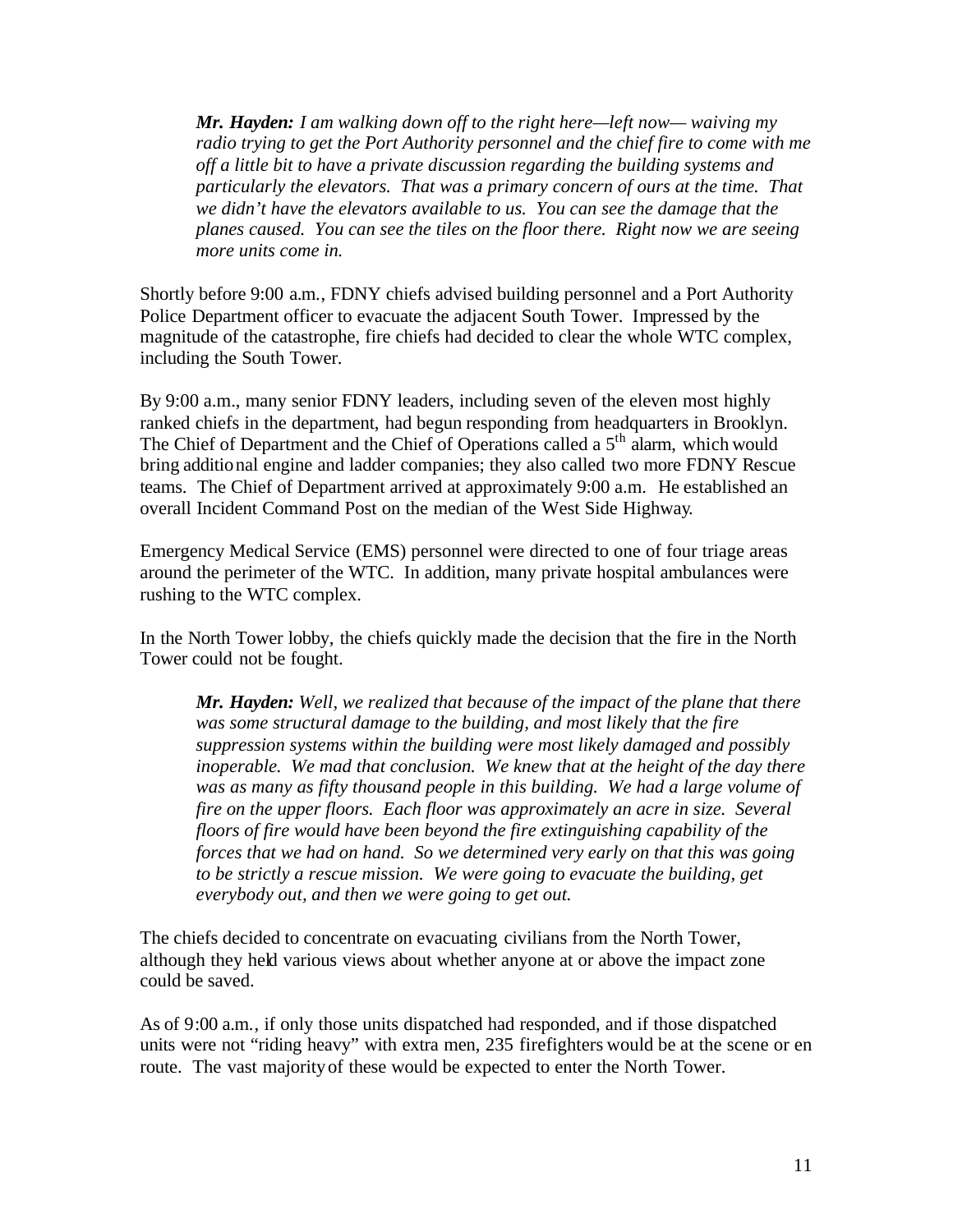***Mr. Hayden:*** *I am walking down off to the right here—left now— waiving my radio trying to get the Port Authority personnel and the chief fire to come with me off a little bit to have a private discussion regarding the building systems and particularly the elevators. That was a primary concern of ours at the time. That we didn't have the elevators available to us. You can see the damage that the planes caused. You can see the tiles on the floor there. Right now we are seeing more units come in.*

Shortly before 9:00 a.m., FDNY chiefs advised building personnel and a Port Authority Police Department officer to evacuate the adjacent South Tower. Impressed by the magnitude of the catastrophe, fire chiefs had decided to clear the whole WTC complex, including the South Tower.

By 9:00 a.m., many senior FDNY leaders, including seven of the eleven most highly ranked chiefs in the department, had begun responding from headquarters in Brooklyn. The Chief of Department and the Chief of Operations called a 5th alarm, which would bring additional engine and ladder companies; they also called two more FDNY Rescue teams. The Chief of Department arrived at approximately 9:00 a.m. He established an overall Incident Command Post on the median of the West Side Highway.

Emergency Medical Service (EMS) personnel were directed to one of four triage areas around the perimeter of the WTC. In addition, many private hospital ambulances were rushing to the WTC complex.

In the North Tower lobby, the chiefs quickly made the decision that the fire in the North Tower could not be fought.

***Mr. Hayden:*** *Well, we realized that because of the impact of the plane that there was some structural damage to the building, and most likely that the fire suppression systems within the building were most likely damaged and possibly inoperable. We mad that conclusion. We knew that at the height of the day there was as many as fifty thousand people in this building. We had a large volume of fire on the upper floors. Each floor was approximately an acre in size. Several floors of fire would have been beyond the fire extinguishing capability of the forces that we had on hand. So we determined very early on that this was going to be strictly a rescue mission. We were going to evacuate the building, get everybody out, and then we were going to get out.*

The chiefs decided to concentrate on evacuating civilians from the North Tower, although they held various views about whether anyone at or above the impact zone could be saved.

As of 9:00 a.m., if only those units dispatched had responded, and if those dispatched units were not "riding heavy" with extra men, 235 firefighters would be at the scene or en route. The vast majority of these would be expected to enter the North Tower.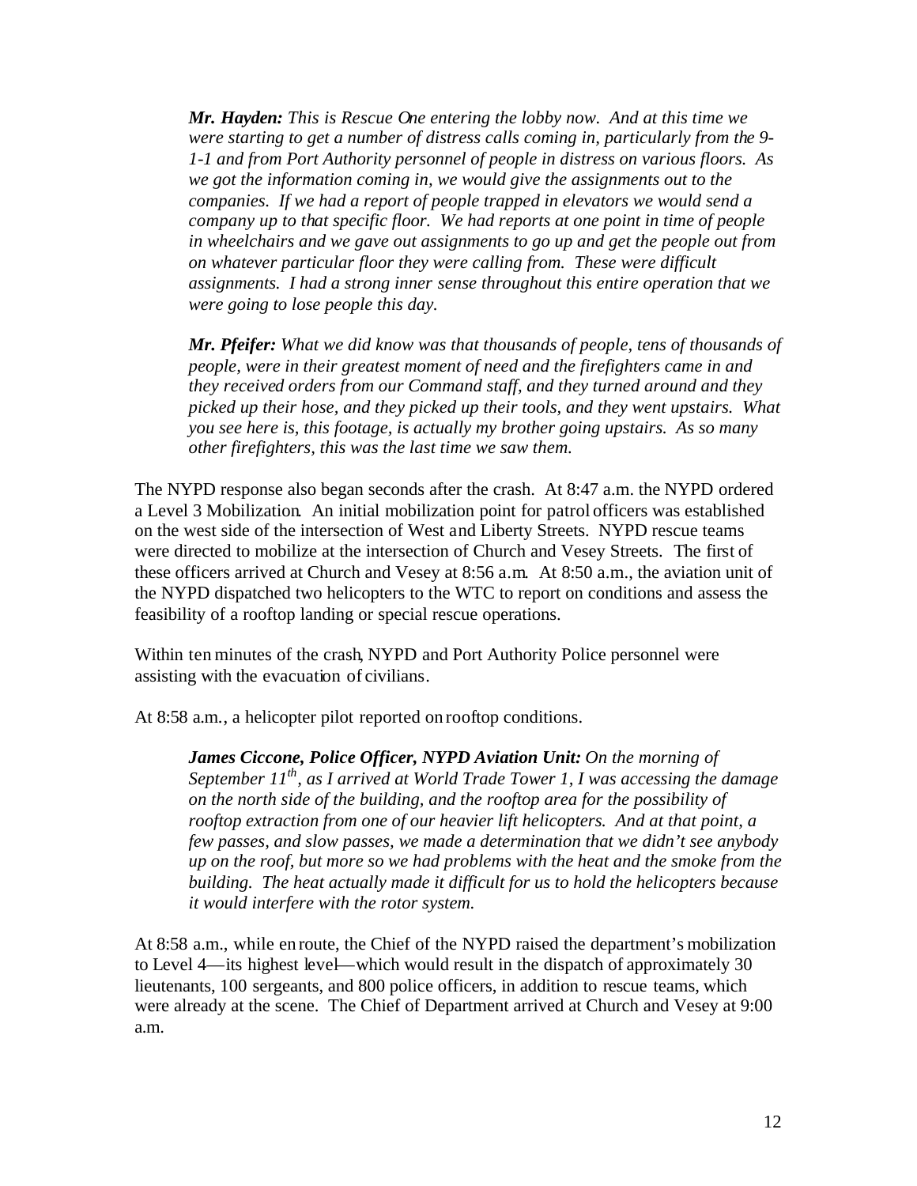> ***Mr. Hayden:*** *This is Rescue One entering the lobby now. And at this time we were starting to get a number of distress calls coming in, particularly from the 9-1-1 and from Port Authority personnel of people in distress on various floors. As we got the information coming in, we would give the assignments out to the companies. If we had a report of people trapped in elevators we would send a company up to that specific floor. We had reports at one point in time of people in wheelchairs and we gave out assignments to go up and get the people out from on whatever particular floor they were calling from. These were difficult assignments. I had a strong inner sense throughout this entire operation that we were going to lose people this day.*

> ***Mr. Pfeifer:*** *What we did know was that thousands of people, tens of thousands of people, were in their greatest moment of need and the firefighters came in and they received orders from our Command staff, and they turned around and they picked up their hose, and they picked up their tools, and they went upstairs. What you see here is, this footage, is actually my brother going upstairs. As so many other firefighters, this was the last time we saw them.*

The NYPD response also began seconds after the crash. At 8:47 a.m. the NYPD ordered a Level 3 Mobilization. An initial mobilization point for patrol officers was established on the west side of the intersection of West and Liberty Streets. NYPD rescue teams were directed to mobilize at the intersection of Church and Vesey Streets. The first of these officers arrived at Church and Vesey at 8:56 a.m. At 8:50 a.m., the aviation unit of the NYPD dispatched two helicopters to the WTC to report on conditions and assess the feasibility of a rooftop landing or special rescue operations.

Within ten minutes of the crash, NYPD and Port Authority Police personnel were assisting with the evacuation of civilians.

At 8:58 a.m., a helicopter pilot reported on rooftop conditions.

> ***James Ciccone, Police Officer, NYPD Aviation Unit:*** *On the morning of September 11th, as I arrived at World Trade Tower 1, I was accessing the damage on the north side of the building, and the rooftop area for the possibility of rooftop extraction from one of our heavier lift helicopters. And at that point, a few passes, and slow passes, we made a determination that we didn't see anybody up on the roof, but more so we had problems with the heat and the smoke from the building. The heat actually made it difficult for us to hold the helicopters because it would interfere with the rotor system.*

At 8:58 a.m., while en route, the Chief of the NYPD raised the department's mobilization to Level 4—its highest level—which would result in the dispatch of approximately 30 lieutenants, 100 sergeants, and 800 police officers, in addition to rescue teams, which were already at the scene. The Chief of Department arrived at Church and Vesey at 9:00 a.m.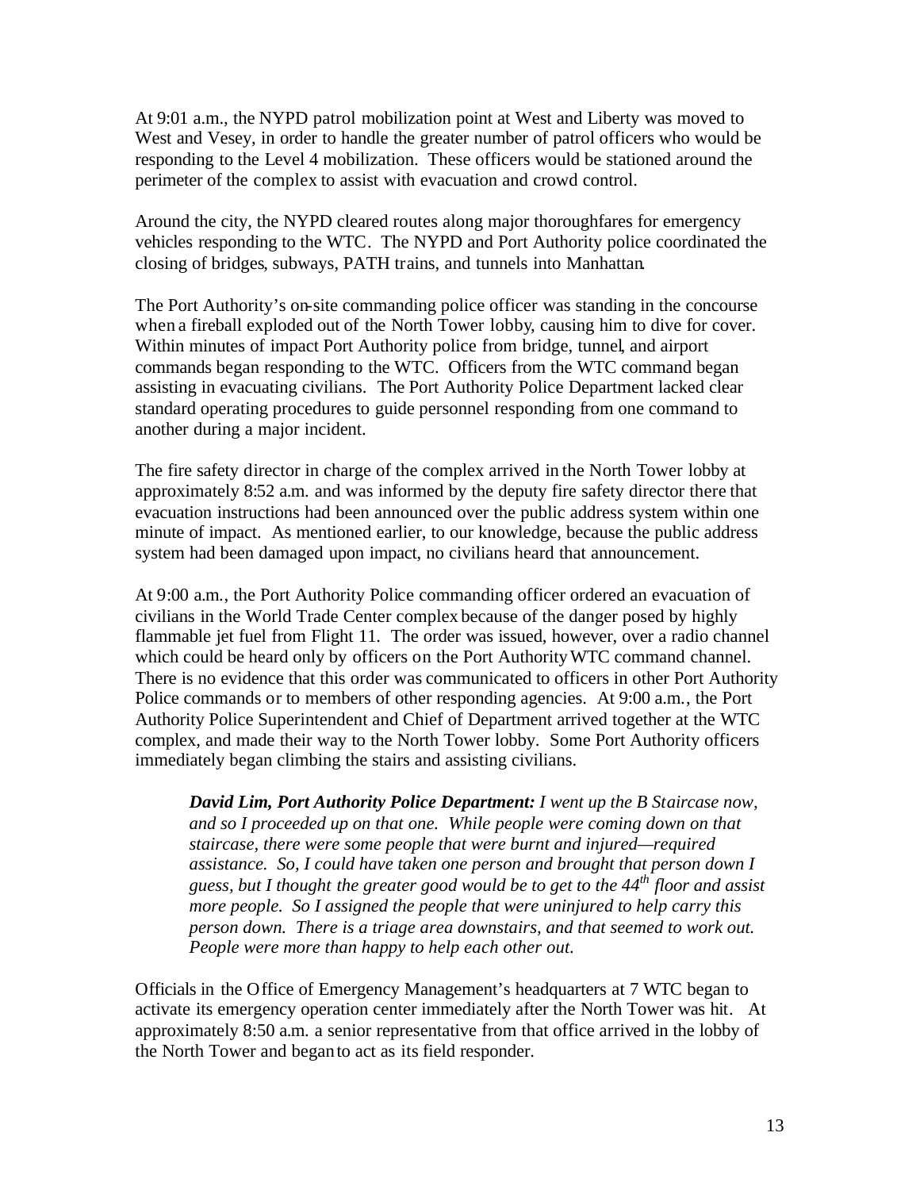At 9:01 a.m., the NYPD patrol mobilization point at West and Liberty was moved to West and Vesey, in order to handle the greater number of patrol officers who would be responding to the Level 4 mobilization. These officers would be stationed around the perimeter of the complex to assist with evacuation and crowd control.

Around the city, the NYPD cleared routes along major thoroughfares for emergency vehicles responding to the WTC. The NYPD and Port Authority police coordinated the closing of bridges, subways, PATH trains, and tunnels into Manhattan.

The Port Authority's on-site commanding police officer was standing in the concourse when a fireball exploded out of the North Tower lobby, causing him to dive for cover. Within minutes of impact Port Authority police from bridge, tunnel, and airport commands began responding to the WTC. Officers from the WTC command began assisting in evacuating civilians. The Port Authority Police Department lacked clear standard operating procedures to guide personnel responding from one command to another during a major incident.

The fire safety director in charge of the complex arrived in the North Tower lobby at approximately 8:52 a.m. and was informed by the deputy fire safety director there that evacuation instructions had been announced over the public address system within one minute of impact. As mentioned earlier, to our knowledge, because the public address system had been damaged upon impact, no civilians heard that announcement.

At 9:00 a.m., the Port Authority Police commanding officer ordered an evacuation of civilians in the World Trade Center complex because of the danger posed by highly flammable jet fuel from Flight 11. The order was issued, however, over a radio channel which could be heard only by officers on the Port Authority WTC command channel. There is no evidence that this order was communicated to officers in other Port Authority Police commands or to members of other responding agencies. At 9:00 a.m., the Port Authority Police Superintendent and Chief of Department arrived together at the WTC complex, and made their way to the North Tower lobby. Some Port Authority officers immediately began climbing the stairs and assisting civilians.

> ***David Lim, Port Authority Police Department:*** *I went up the B Staircase now, and so I proceeded up on that one. While people were coming down on that staircase, there were some people that were burnt and injured—required assistance. So, I could have taken one person and brought that person down I guess, but I thought the greater good would be to get to the 44th floor and assist more people. So I assigned the people that were uninjured to help carry this person down. There is a triage area downstairs, and that seemed to work out. People were more than happy to help each other out.*

Officials in the Office of Emergency Management's headquarters at 7 WTC began to activate its emergency operation center immediately after the North Tower was hit. At approximately 8:50 a.m. a senior representative from that office arrived in the lobby of the North Tower and began to act as its field responder.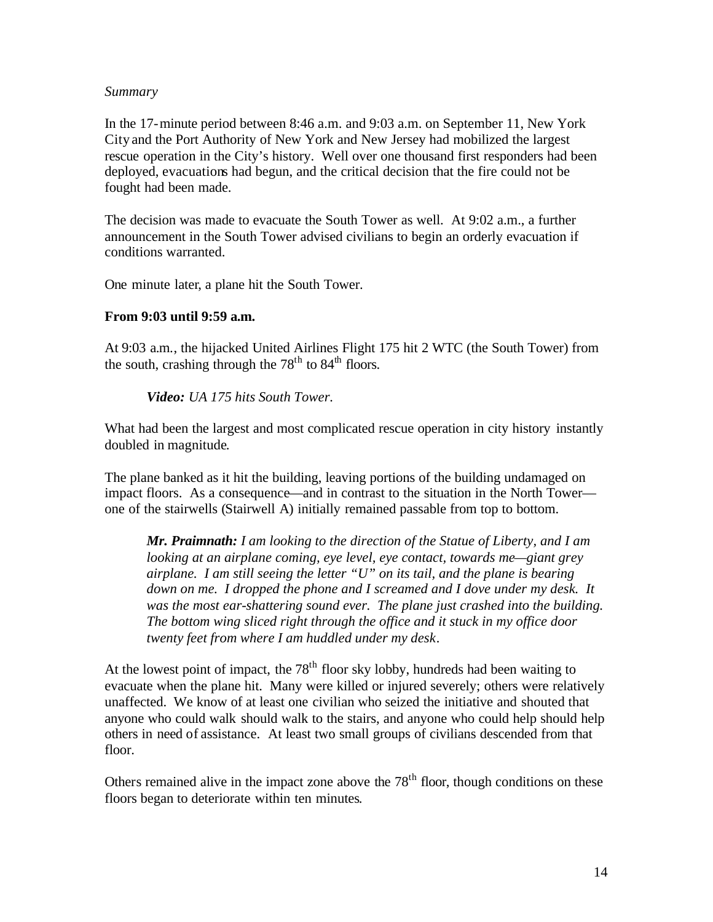*Summary*

In the 17-minute period between 8:46 a.m. and 9:03 a.m. on September 11, New York City and the Port Authority of New York and New Jersey had mobilized the largest rescue operation in the City's history. Well over one thousand first responders had been deployed, evacuations had begun, and the critical decision that the fire could not be fought had been made.

The decision was made to evacuate the South Tower as well. At 9:02 a.m., a further announcement in the South Tower advised civilians to begin an orderly evacuation if conditions warranted.

One minute later, a plane hit the South Tower.

**From 9:03 until 9:59 a.m.**

At 9:03 a.m., the hijacked United Airlines Flight 175 hit 2 WTC (the South Tower) from the south, crashing through the 78th to 84th floors.

> ***Video:*** *UA 175 hits South Tower.*

What had been the largest and most complicated rescue operation in city history instantly doubled in magnitude.

The plane banked as it hit the building, leaving portions of the building undamaged on impact floors. As a consequence—and in contrast to the situation in the North Tower—one of the stairwells (Stairwell A) initially remained passable from top to bottom.

> ***Mr. Praimnath:*** *I am looking to the direction of the Statue of Liberty, and I am looking at an airplane coming, eye level, eye contact, towards me—giant grey airplane. I am still seeing the letter "U" on its tail, and the plane is bearing down on me. I dropped the phone and I screamed and I dove under my desk. It was the most ear-shattering sound ever. The plane just crashed into the building. The bottom wing sliced right through the office and it stuck in my office door twenty feet from where I am huddled under my desk.*

At the lowest point of impact, the 78th floor sky lobby, hundreds had been waiting to evacuate when the plane hit. Many were killed or injured severely; others were relatively unaffected. We know of at least one civilian who seized the initiative and shouted that anyone who could walk should walk to the stairs, and anyone who could help should help others in need of assistance. At least two small groups of civilians descended from that floor.

Others remained alive in the impact zone above the 78th floor, though conditions on these floors began to deteriorate within ten minutes.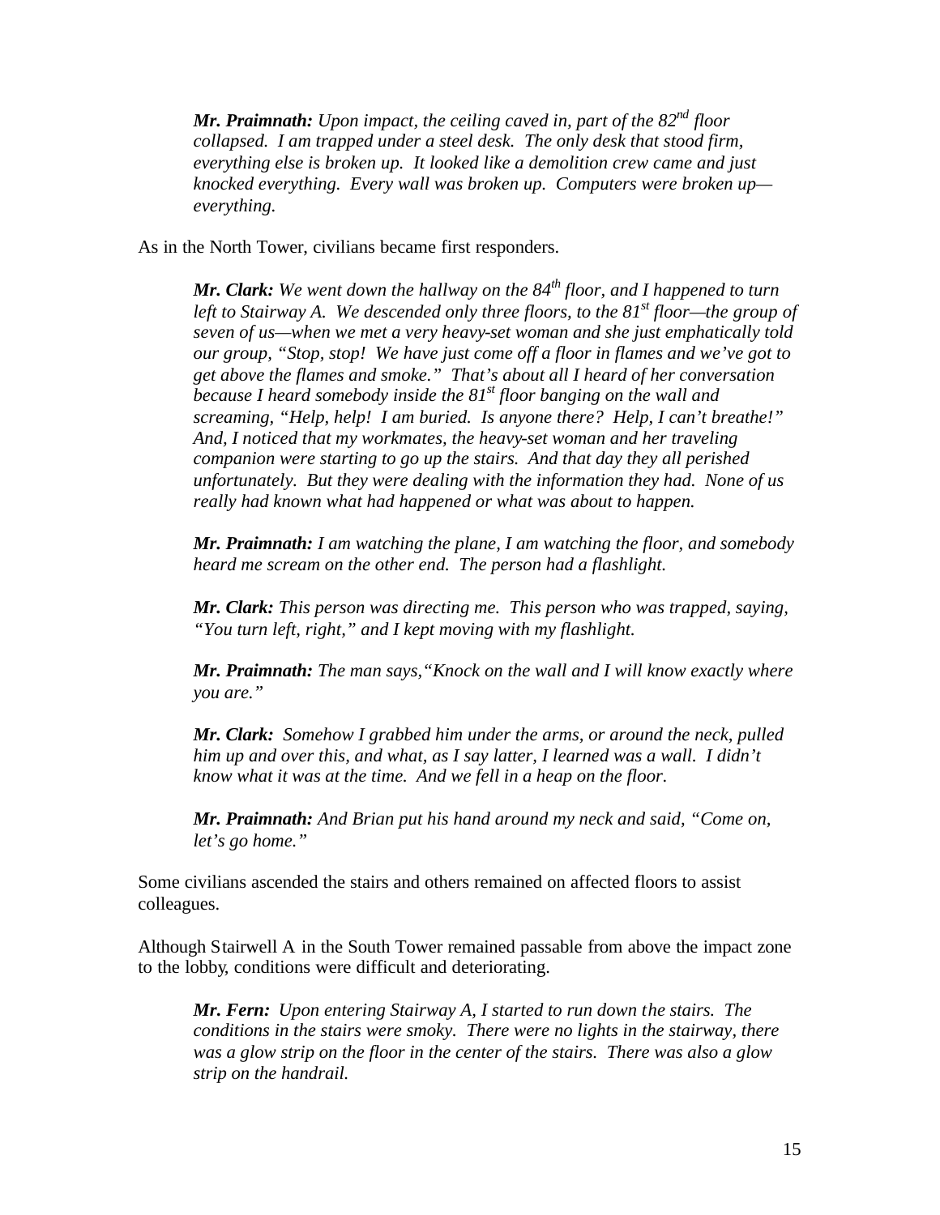> ***Mr. Praimnath:*** *Upon impact, the ceiling caved in, part of the 82nd floor collapsed. I am trapped under a steel desk. The only desk that stood firm, everything else is broken up. It looked like a demolition crew came and just knocked everything. Every wall was broken up. Computers were broken up—everything.*

As in the North Tower, civilians became first responders.

> ***Mr. Clark:*** *We went down the hallway on the 84th floor, and I happened to turn left to Stairway A. We descended only three floors, to the 81st floor—the group of seven of us—when we met a very heavy-set woman and she just emphatically told our group, "Stop, stop! We have just come off a floor in flames and we've got to get above the flames and smoke." That's about all I heard of her conversation because I heard somebody inside the 81st floor banging on the wall and screaming, "Help, help! I am buried. Is anyone there? Help, I can't breathe!" And, I noticed that my workmates, the heavy-set woman and her traveling companion were starting to go up the stairs. And that day they all perished unfortunately. But they were dealing with the information they had. None of us really had known what had happened or what was about to happen.*

> ***Mr. Praimnath:*** *I am watching the plane, I am watching the floor, and somebody heard me scream on the other end. The person had a flashlight.*

> ***Mr. Clark:*** *This person was directing me. This person who was trapped, saying, "You turn left, right," and I kept moving with my flashlight.*

> ***Mr. Praimnath:*** *The man says, "Knock on the wall and I will know exactly where you are."*

> ***Mr. Clark:*** *Somehow I grabbed him under the arms, or around the neck, pulled him up and over this, and what, as I say latter, I learned was a wall. I didn't know what it was at the time. And we fell in a heap on the floor.*

> ***Mr. Praimnath:*** *And Brian put his hand around my neck and said, "Come on, let's go home."*

Some civilians ascended the stairs and others remained on affected floors to assist colleagues.

Although Stairwell A in the South Tower remained passable from above the impact zone to the lobby, conditions were difficult and deteriorating.

> ***Mr. Fern:*** *Upon entering Stairway A, I started to run down the stairs. The conditions in the stairs were smoky. There were no lights in the stairway, there was a glow strip on the floor in the center of the stairs. There was also a glow strip on the handrail.*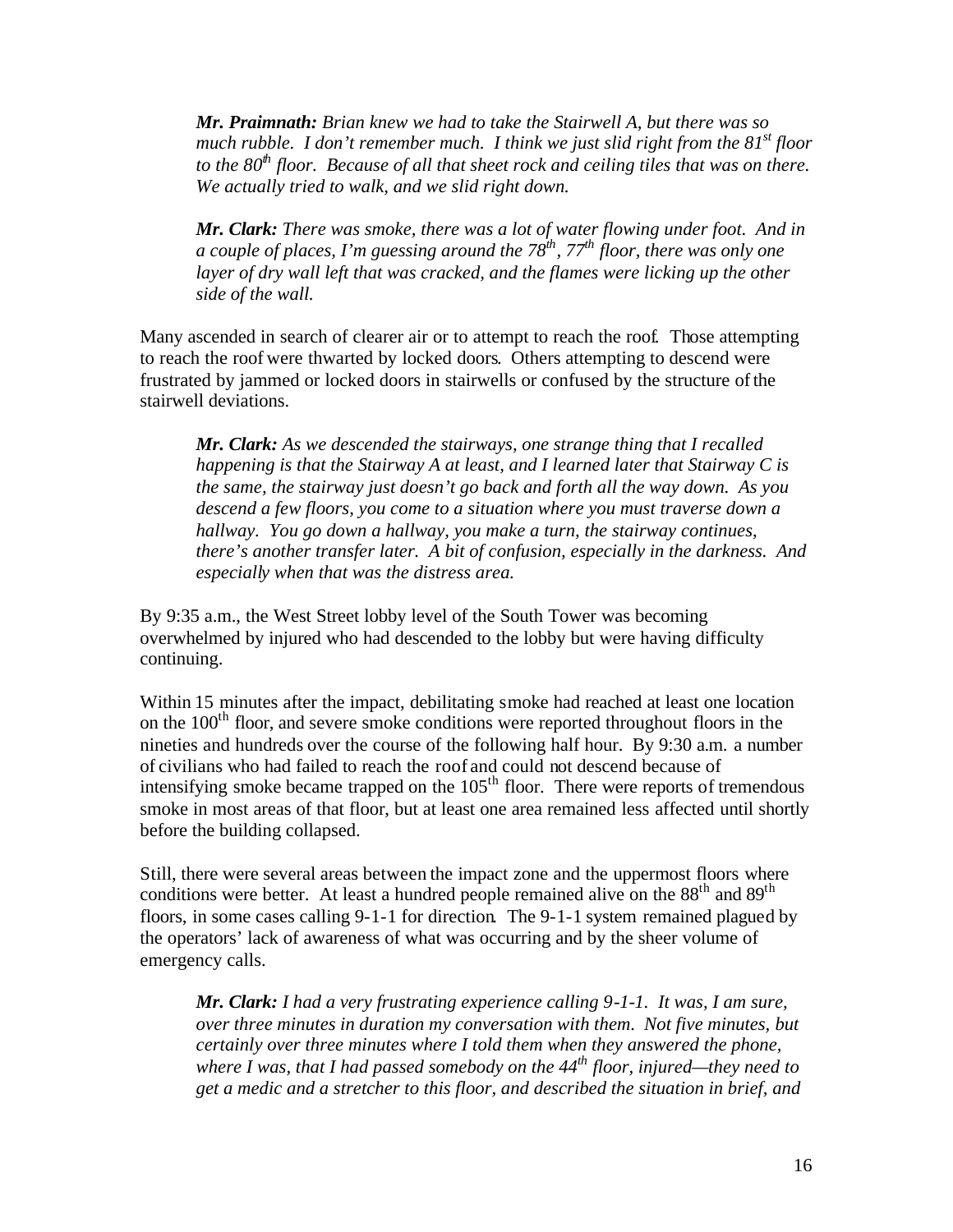> ***Mr. Praimnath:*** *Brian knew we had to take the Stairwell A, but there was so much rubble. I don't remember much. I think we just slid right from the 81st floor to the 80th floor. Because of all that sheet rock and ceiling tiles that was on there. We actually tried to walk, and we slid right down.*

> ***Mr. Clark:*** *There was smoke, there was a lot of water flowing under foot. And in a couple of places, I'm guessing around the 78th, 77th floor, there was only one layer of dry wall left that was cracked, and the flames were licking up the other side of the wall.*

Many ascended in search of clearer air or to attempt to reach the roof. Those attempting to reach the roof were thwarted by locked doors. Others attempting to descend were frustrated by jammed or locked doors in stairwells or confused by the structure of the stairwell deviations.

> ***Mr. Clark:*** *As we descended the stairways, one strange thing that I recalled happening is that the Stairway A at least, and I learned later that Stairway C is the same, the stairway just doesn't go back and forth all the way down. As you descend a few floors, you come to a situation where you must traverse down a hallway. You go down a hallway, you make a turn, the stairway continues, there's another transfer later. A bit of confusion, especially in the darkness. And especially when that was the distress area.*

By 9:35 a.m., the West Street lobby level of the South Tower was becoming overwhelmed by injured who had descended to the lobby but were having difficulty continuing.

Within 15 minutes after the impact, debilitating smoke had reached at least one location on the 100th floor, and severe smoke conditions were reported throughout floors in the nineties and hundreds over the course of the following half hour. By 9:30 a.m. a number of civilians who had failed to reach the roof and could not descend because of intensifying smoke became trapped on the 105th floor. There were reports of tremendous smoke in most areas of that floor, but at least one area remained less affected until shortly before the building collapsed.

Still, there were several areas between the impact zone and the uppermost floors where conditions were better. At least a hundred people remained alive on the 88th and 89th floors, in some cases calling 9-1-1 for direction. The 9-1-1 system remained plagued by the operators' lack of awareness of what was occurring and by the sheer volume of emergency calls.

> ***Mr. Clark:*** *I had a very frustrating experience calling 9-1-1. It was, I am sure, over three minutes in duration my conversation with them. Not five minutes, but certainly over three minutes where I told them when they answered the phone, where I was, that I had passed somebody on the 44th floor, injured—they need to get a medic and a stretcher to this floor, and described the situation in brief, and*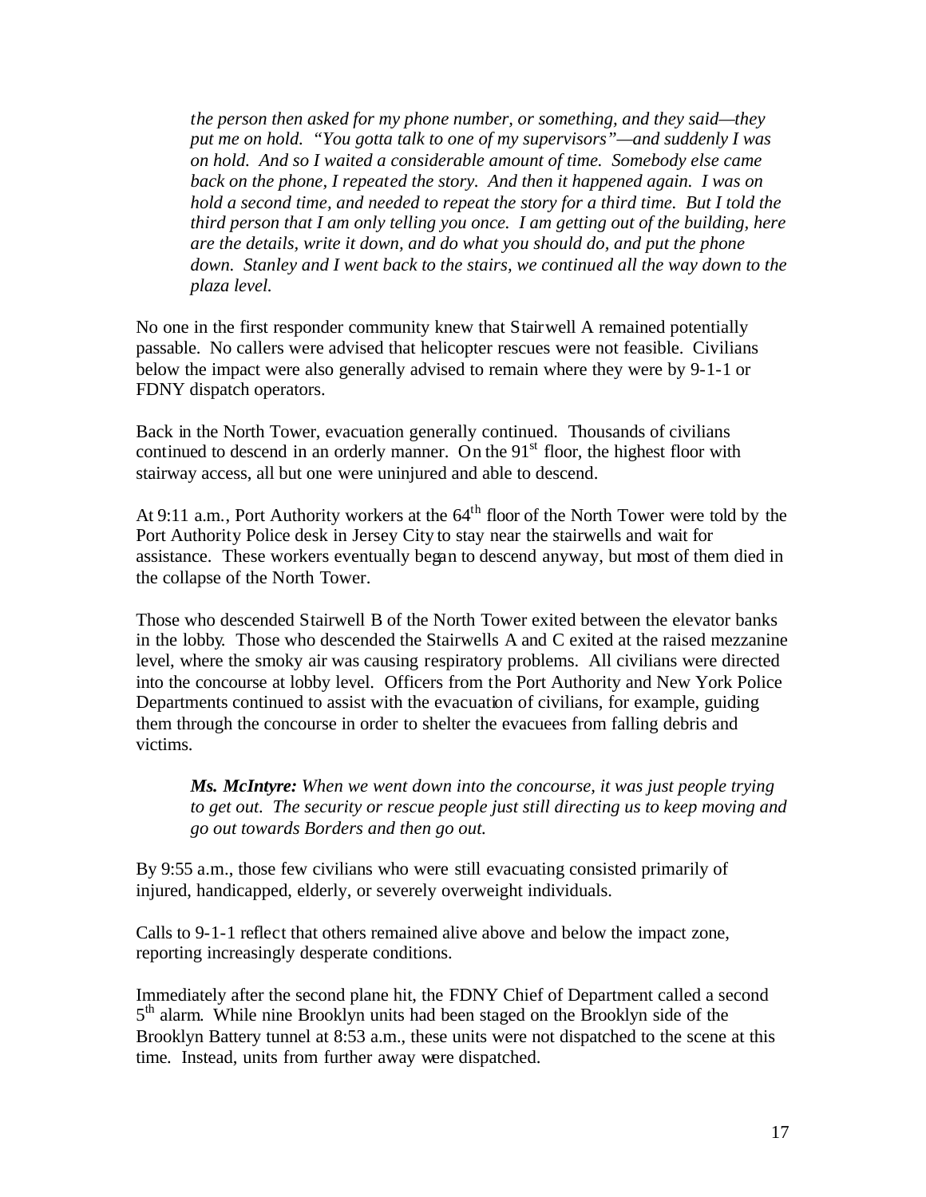*the person then asked for my phone number, or something, and they said—they put me on hold. "You gotta talk to one of my supervisors"—and suddenly I was on hold. And so I waited a considerable amount of time. Somebody else came back on the phone, I repeated the story. And then it happened again. I was on hold a second time, and needed to repeat the story for a third time. But I told the third person that I am only telling you once. I am getting out of the building, here are the details, write it down, and do what you should do, and put the phone down. Stanley and I went back to the stairs, we continued all the way down to the plaza level.*

No one in the first responder community knew that Stairwell A remained potentially passable. No callers were advised that helicopter rescues were not feasible. Civilians below the impact were also generally advised to remain where they were by 9-1-1 or FDNY dispatch operators.

Back in the North Tower, evacuation generally continued. Thousands of civilians continued to descend in an orderly manner. On the 91st floor, the highest floor with stairway access, all but one were uninjured and able to descend.

At 9:11 a.m., Port Authority workers at the 64th floor of the North Tower were told by the Port Authority Police desk in Jersey City to stay near the stairwells and wait for assistance. These workers eventually began to descend anyway, but most of them died in the collapse of the North Tower.

Those who descended Stairwell B of the North Tower exited between the elevator banks in the lobby. Those who descended the Stairwells A and C exited at the raised mezzanine level, where the smoky air was causing respiratory problems. All civilians were directed into the concourse at lobby level. Officers from the Port Authority and New York Police Departments continued to assist with the evacuation of civilians, for example, guiding them through the concourse in order to shelter the evacuees from falling debris and victims.

***Ms. McIntyre:*** *When we went down into the concourse, it was just people trying to get out. The security or rescue people just still directing us to keep moving and go out towards Borders and then go out.*

By 9:55 a.m., those few civilians who were still evacuating consisted primarily of injured, handicapped, elderly, or severely overweight individuals.

Calls to 9-1-1 reflect that others remained alive above and below the impact zone, reporting increasingly desperate conditions.

Immediately after the second plane hit, the FDNY Chief of Department called a second 5th alarm. While nine Brooklyn units had been staged on the Brooklyn side of the Brooklyn Battery tunnel at 8:53 a.m., these units were not dispatched to the scene at this time. Instead, units from further away were dispatched.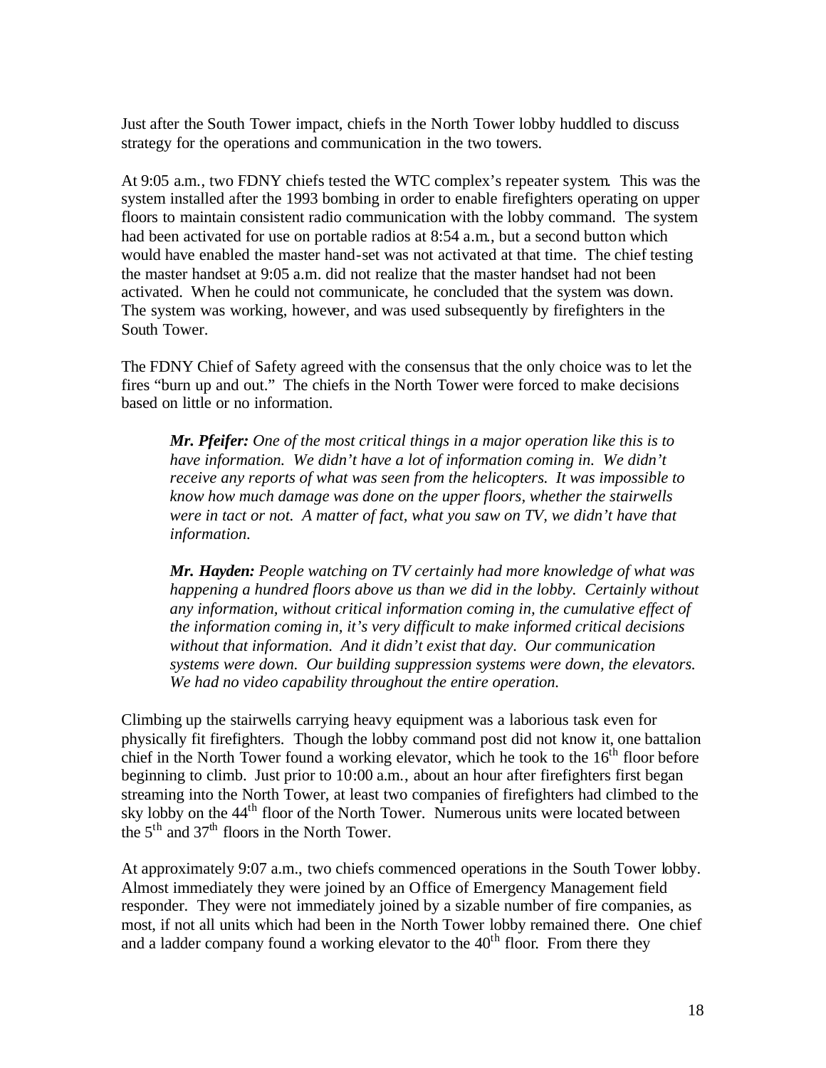Just after the South Tower impact, chiefs in the North Tower lobby huddled to discuss strategy for the operations and communication in the two towers.

At 9:05 a.m., two FDNY chiefs tested the WTC complex's repeater system. This was the system installed after the 1993 bombing in order to enable firefighters operating on upper floors to maintain consistent radio communication with the lobby command. The system had been activated for use on portable radios at 8:54 a.m., but a second button which would have enabled the master hand-set was not activated at that time. The chief testing the master handset at 9:05 a.m. did not realize that the master handset had not been activated. When he could not communicate, he concluded that the system was down. The system was working, however, and was used subsequently by firefighters in the South Tower.

The FDNY Chief of Safety agreed with the consensus that the only choice was to let the fires "burn up and out." The chiefs in the North Tower were forced to make decisions based on little or no information.

> ***Mr. Pfeifer:*** *One of the most critical things in a major operation like this is to have information. We didn't have a lot of information coming in. We didn't receive any reports of what was seen from the helicopters. It was impossible to know how much damage was done on the upper floors, whether the stairwells were in tact or not. A matter of fact, what you saw on TV, we didn't have that information.*
>
> ***Mr. Hayden:*** *People watching on TV certainly had more knowledge of what was happening a hundred floors above us than we did in the lobby. Certainly without any information, without critical information coming in, the cumulative effect of the information coming in, it's very difficult to make informed critical decisions without that information. And it didn't exist that day. Our communication systems were down. Our building suppression systems were down, the elevators. We had no video capability throughout the entire operation.*

Climbing up the stairwells carrying heavy equipment was a laborious task even for physically fit firefighters. Though the lobby command post did not know it, one battalion chief in the North Tower found a working elevator, which he took to the 16th floor before beginning to climb. Just prior to 10:00 a.m., about an hour after firefighters first began streaming into the North Tower, at least two companies of firefighters had climbed to the sky lobby on the 44th floor of the North Tower. Numerous units were located between the 5th and 37th floors in the North Tower.

At approximately 9:07 a.m., two chiefs commenced operations in the South Tower lobby. Almost immediately they were joined by an Office of Emergency Management field responder. They were not immediately joined by a sizable number of fire companies, as most, if not all units which had been in the North Tower lobby remained there. One chief and a ladder company found a working elevator to the 40th floor. From there they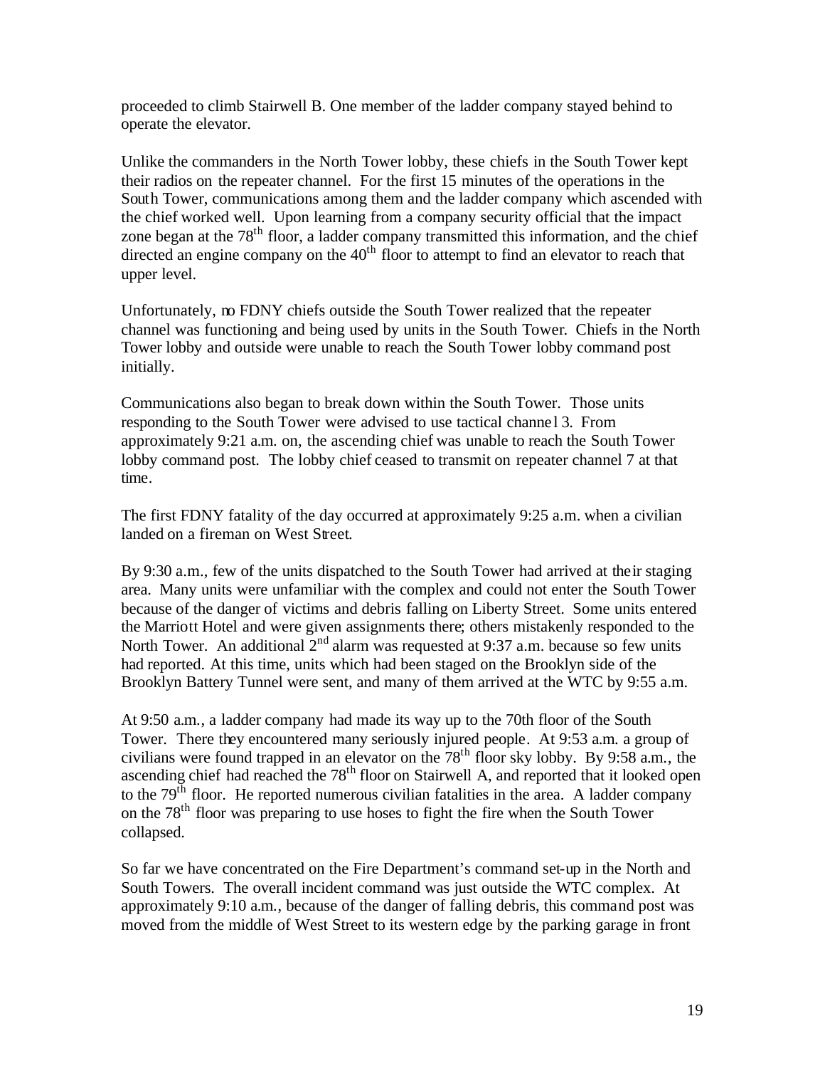proceeded to climb Stairwell B. One member of the ladder company stayed behind to operate the elevator.

Unlike the commanders in the North Tower lobby, these chiefs in the South Tower kept their radios on the repeater channel. For the first 15 minutes of the operations in the South Tower, communications among them and the ladder company which ascended with the chief worked well. Upon learning from a company security official that the impact zone began at the 78th floor, a ladder company transmitted this information, and the chief directed an engine company on the 40th floor to attempt to find an elevator to reach that upper level.

Unfortunately, no FDNY chiefs outside the South Tower realized that the repeater channel was functioning and being used by units in the South Tower. Chiefs in the North Tower lobby and outside were unable to reach the South Tower lobby command post initially.

Communications also began to break down within the South Tower. Those units responding to the South Tower were advised to use tactical channel 3. From approximately 9:21 a.m. on, the ascending chief was unable to reach the South Tower lobby command post. The lobby chief ceased to transmit on repeater channel 7 at that time.

The first FDNY fatality of the day occurred at approximately 9:25 a.m. when a civilian landed on a fireman on West Street.

By 9:30 a.m., few of the units dispatched to the South Tower had arrived at their staging area. Many units were unfamiliar with the complex and could not enter the South Tower because of the danger of victims and debris falling on Liberty Street. Some units entered the Marriott Hotel and were given assignments there; others mistakenly responded to the North Tower. An additional 2nd alarm was requested at 9:37 a.m. because so few units had reported. At this time, units which had been staged on the Brooklyn side of the Brooklyn Battery Tunnel were sent, and many of them arrived at the WTC by 9:55 a.m.

At 9:50 a.m., a ladder company had made its way up to the 70th floor of the South Tower. There they encountered many seriously injured people. At 9:53 a.m. a group of civilians were found trapped in an elevator on the 78th floor sky lobby. By 9:58 a.m., the ascending chief had reached the 78th floor on Stairwell A, and reported that it looked open to the 79th floor. He reported numerous civilian fatalities in the area. A ladder company on the 78th floor was preparing to use hoses to fight the fire when the South Tower collapsed.

So far we have concentrated on the Fire Department's command set-up in the North and South Towers. The overall incident command was just outside the WTC complex. At approximately 9:10 a.m., because of the danger of falling debris, this command post was moved from the middle of West Street to its western edge by the parking garage in front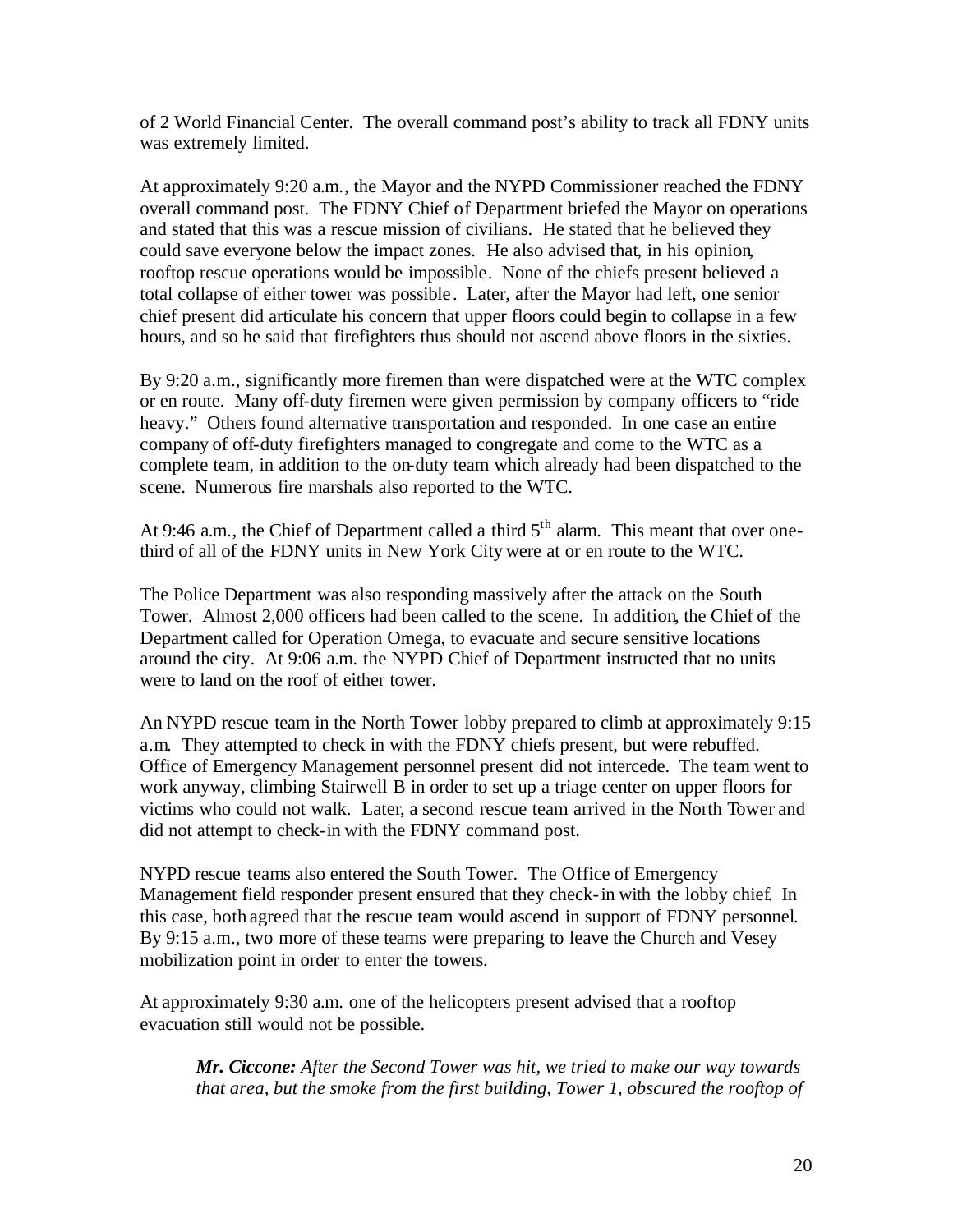of 2 World Financial Center. The overall command post's ability to track all FDNY units was extremely limited.

At approximately 9:20 a.m., the Mayor and the NYPD Commissioner reached the FDNY overall command post. The FDNY Chief of Department briefed the Mayor on operations and stated that this was a rescue mission of civilians. He stated that he believed they could save everyone below the impact zones. He also advised that, in his opinion, rooftop rescue operations would be impossible. None of the chiefs present believed a total collapse of either tower was possible. Later, after the Mayor had left, one senior chief present did articulate his concern that upper floors could begin to collapse in a few hours, and so he said that firefighters thus should not ascend above floors in the sixties.

By 9:20 a.m., significantly more firemen than were dispatched were at the WTC complex or en route. Many off-duty firemen were given permission by company officers to "ride heavy." Others found alternative transportation and responded. In one case an entire company of off-duty firefighters managed to congregate and come to the WTC as a complete team, in addition to the on-duty team which already had been dispatched to the scene. Numerous fire marshals also reported to the WTC.

At 9:46 a.m., the Chief of Department called a third 5th alarm. This meant that over one-third of all of the FDNY units in New York City were at or en route to the WTC.

The Police Department was also responding massively after the attack on the South Tower. Almost 2,000 officers had been called to the scene. In addition, the Chief of the Department called for Operation Omega, to evacuate and secure sensitive locations around the city. At 9:06 a.m. the NYPD Chief of Department instructed that no units were to land on the roof of either tower.

An NYPD rescue team in the North Tower lobby prepared to climb at approximately 9:15 a.m. They attempted to check in with the FDNY chiefs present, but were rebuffed. Office of Emergency Management personnel present did not intercede. The team went to work anyway, climbing Stairwell B in order to set up a triage center on upper floors for victims who could not walk. Later, a second rescue team arrived in the North Tower and did not attempt to check-in with the FDNY command post.

NYPD rescue teams also entered the South Tower. The Office of Emergency Management field responder present ensured that they check-in with the lobby chief. In this case, both agreed that the rescue team would ascend in support of FDNY personnel. By 9:15 a.m., two more of these teams were preparing to leave the Church and Vesey mobilization point in order to enter the towers.

At approximately 9:30 a.m. one of the helicopters present advised that a rooftop evacuation still would not be possible.

> ***Mr. Ciccone:*** *After the Second Tower was hit, we tried to make our way towards that area, but the smoke from the first building, Tower 1, obscured the rooftop of*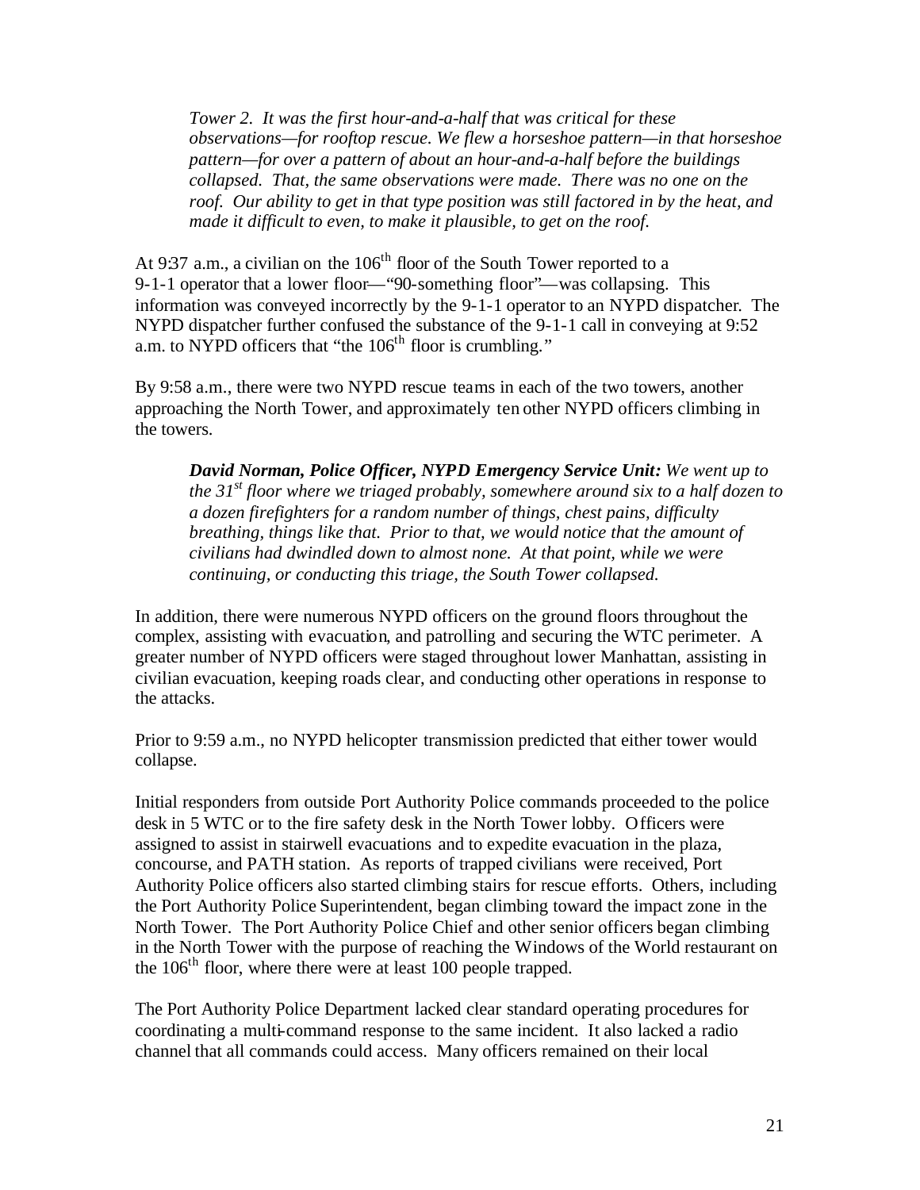*Tower 2. It was the first hour-and-a-half that was critical for these observations—for rooftop rescue. We flew a horseshoe pattern—in that horseshoe pattern—for over a pattern of about an hour-and-a-half before the buildings collapsed. That, the same observations were made. There was no one on the roof. Our ability to get in that type position was still factored in by the heat, and made it difficult to even, to make it plausible, to get on the roof.*

At 9:37 a.m., a civilian on the 106th floor of the South Tower reported to a 9-1-1 operator that a lower floor—"90-something floor"—was collapsing. This information was conveyed incorrectly by the 9-1-1 operator to an NYPD dispatcher. The NYPD dispatcher further confused the substance of the 9-1-1 call in conveying at 9:52 a.m. to NYPD officers that "the 106th floor is crumbling."

By 9:58 a.m., there were two NYPD rescue teams in each of the two towers, another approaching the North Tower, and approximately ten other NYPD officers climbing in the towers.

> ***David Norman, Police Officer, NYPD Emergency Service Unit:*** *We went up to the 31st floor where we triaged probably, somewhere around six to a half dozen to a dozen firefighters for a random number of things, chest pains, difficulty breathing, things like that. Prior to that, we would notice that the amount of civilians had dwindled down to almost none. At that point, while we were continuing, or conducting this triage, the South Tower collapsed.*

In addition, there were numerous NYPD officers on the ground floors throughout the complex, assisting with evacuation, and patrolling and securing the WTC perimeter. A greater number of NYPD officers were staged throughout lower Manhattan, assisting in civilian evacuation, keeping roads clear, and conducting other operations in response to the attacks.

Prior to 9:59 a.m., no NYPD helicopter transmission predicted that either tower would collapse.

Initial responders from outside Port Authority Police commands proceeded to the police desk in 5 WTC or to the fire safety desk in the North Tower lobby. Officers were assigned to assist in stairwell evacuations and to expedite evacuation in the plaza, concourse, and PATH station. As reports of trapped civilians were received, Port Authority Police officers also started climbing stairs for rescue efforts. Others, including the Port Authority Police Superintendent, began climbing toward the impact zone in the North Tower. The Port Authority Police Chief and other senior officers began climbing in the North Tower with the purpose of reaching the Windows of the World restaurant on the 106th floor, where there were at least 100 people trapped.

The Port Authority Police Department lacked clear standard operating procedures for coordinating a multi-command response to the same incident. It also lacked a radio channel that all commands could access. Many officers remained on their local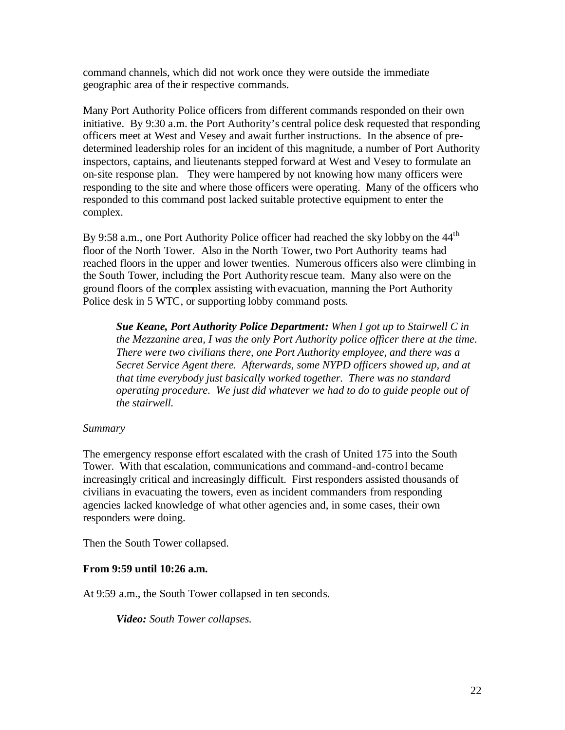command channels, which did not work once they were outside the immediate geographic area of their respective commands.

Many Port Authority Police officers from different commands responded on their own initiative. By 9:30 a.m. the Port Authority's central police desk requested that responding officers meet at West and Vesey and await further instructions. In the absence of pre-determined leadership roles for an incident of this magnitude, a number of Port Authority inspectors, captains, and lieutenants stepped forward at West and Vesey to formulate an on-site response plan. They were hampered by not knowing how many officers were responding to the site and where those officers were operating. Many of the officers who responded to this command post lacked suitable protective equipment to enter the complex.

By 9:58 a.m., one Port Authority Police officer had reached the sky lobby on the 44th floor of the North Tower. Also in the North Tower, two Port Authority teams had reached floors in the upper and lower twenties. Numerous officers also were climbing in the South Tower, including the Port Authority rescue team. Many also were on the ground floors of the complex assisting with evacuation, manning the Port Authority Police desk in 5 WTC, or supporting lobby command posts.

> ***Sue Keane, Port Authority Police Department:*** *When I got up to Stairwell C in the Mezzanine area, I was the only Port Authority police officer there at the time. There were two civilians there, one Port Authority employee, and there was a Secret Service Agent there. Afterwards, some NYPD officers showed up, and at that time everybody just basically worked together. There was no standard operating procedure. We just did whatever we had to do to guide people out of the stairwell.*

*Summary*

The emergency response effort escalated with the crash of United 175 into the South Tower. With that escalation, communications and command-and-control became increasingly critical and increasingly difficult. First responders assisted thousands of civilians in evacuating the towers, even as incident commanders from responding agencies lacked knowledge of what other agencies and, in some cases, their own responders were doing.

Then the South Tower collapsed.

**From 9:59 until 10:26 a.m.**

At 9:59 a.m., the South Tower collapsed in ten seconds.

> ***Video:*** *South Tower collapses.*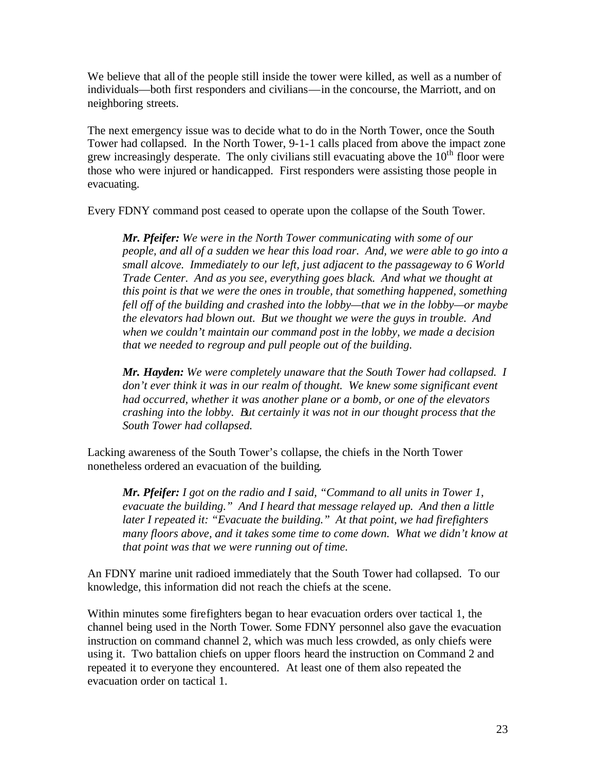We believe that all of the people still inside the tower were killed, as well as a number of individuals—both first responders and civilians—in the concourse, the Marriott, and on neighboring streets.

The next emergency issue was to decide what to do in the North Tower, once the South Tower had collapsed. In the North Tower, 9-1-1 calls placed from above the impact zone grew increasingly desperate. The only civilians still evacuating above the 10th floor were those who were injured or handicapped. First responders were assisting those people in evacuating.

Every FDNY command post ceased to operate upon the collapse of the South Tower.

> ***Mr. Pfeifer:*** *We were in the North Tower communicating with some of our people, and all of a sudden we hear this load roar. And, we were able to go into a small alcove. Immediately to our left, just adjacent to the passageway to 6 World Trade Center. And as you see, everything goes black. And what we thought at this point is that we were the ones in trouble, that something happened, something fell off of the building and crashed into the lobby—that we in the lobby—or maybe the elevators had blown out. But we thought we were the guys in trouble. And when we couldn't maintain our command post in the lobby, we made a decision that we needed to regroup and pull people out of the building.*
>
> ***Mr. Hayden:*** *We were completely unaware that the South Tower had collapsed. I don't ever think it was in our realm of thought. We knew some significant event had occurred, whether it was another plane or a bomb, or one of the elevators crashing into the lobby. But certainly it was not in our thought process that the South Tower had collapsed.*

Lacking awareness of the South Tower's collapse, the chiefs in the North Tower nonetheless ordered an evacuation of the building.

> ***Mr. Pfeifer:*** *I got on the radio and I said, "Command to all units in Tower 1, evacuate the building." And I heard that message relayed up. And then a little later I repeated it: "Evacuate the building." At that point, we had firefighters many floors above, and it takes some time to come down. What we didn't know at that point was that we were running out of time.*

An FDNY marine unit radioed immediately that the South Tower had collapsed. To our knowledge, this information did not reach the chiefs at the scene.

Within minutes some firefighters began to hear evacuation orders over tactical 1, the channel being used in the North Tower. Some FDNY personnel also gave the evacuation instruction on command channel 2, which was much less crowded, as only chiefs were using it. Two battalion chiefs on upper floors heard the instruction on Command 2 and repeated it to everyone they encountered. At least one of them also repeated the evacuation order on tactical 1.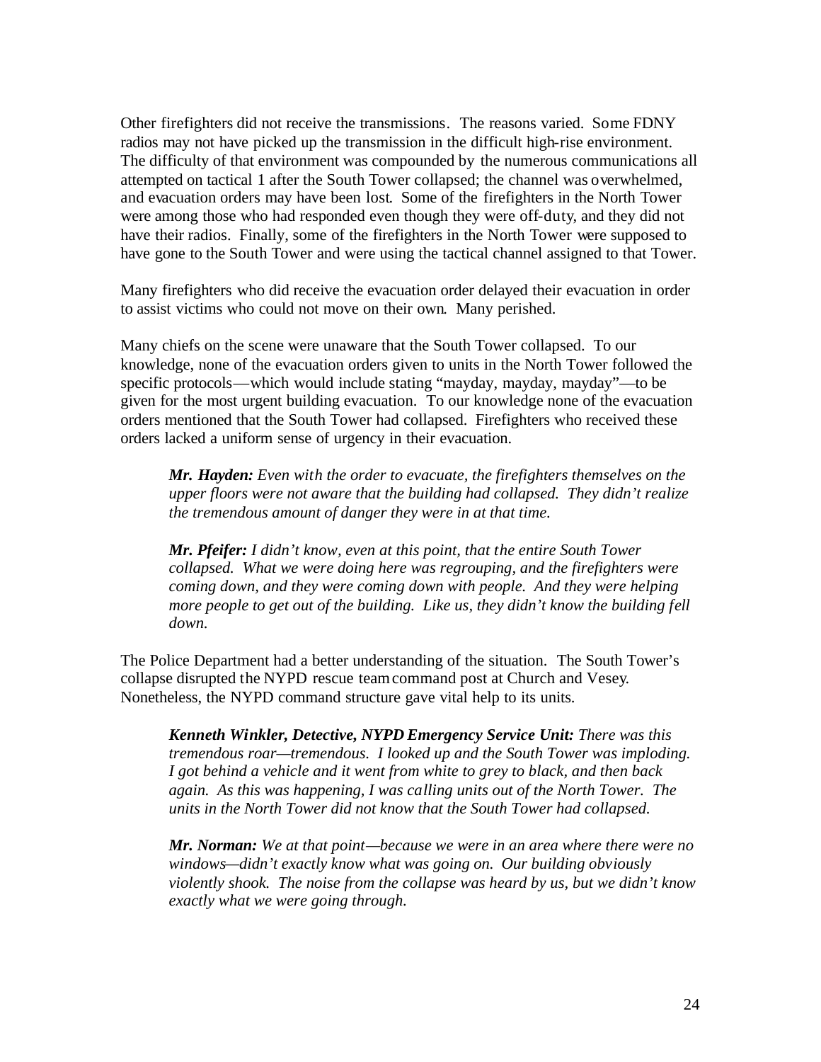Other firefighters did not receive the transmissions. The reasons varied. Some FDNY radios may not have picked up the transmission in the difficult high-rise environment. The difficulty of that environment was compounded by the numerous communications all attempted on tactical 1 after the South Tower collapsed; the channel was overwhelmed, and evacuation orders may have been lost. Some of the firefighters in the North Tower were among those who had responded even though they were off-duty, and they did not have their radios. Finally, some of the firefighters in the North Tower were supposed to have gone to the South Tower and were using the tactical channel assigned to that Tower.

Many firefighters who did receive the evacuation order delayed their evacuation in order to assist victims who could not move on their own. Many perished.

Many chiefs on the scene were unaware that the South Tower collapsed. To our knowledge, none of the evacuation orders given to units in the North Tower followed the specific protocols—which would include stating "mayday, mayday, mayday"—to be given for the most urgent building evacuation. To our knowledge none of the evacuation orders mentioned that the South Tower had collapsed. Firefighters who received these orders lacked a uniform sense of urgency in their evacuation.

> ***Mr. Hayden:*** *Even with the order to evacuate, the firefighters themselves on the upper floors were not aware that the building had collapsed. They didn't realize the tremendous amount of danger they were in at that time.*
>
> ***Mr. Pfeifer:*** *I didn't know, even at this point, that the entire South Tower collapsed. What we were doing here was regrouping, and the firefighters were coming down, and they were coming down with people. And they were helping more people to get out of the building. Like us, they didn't know the building fell down.*

The Police Department had a better understanding of the situation. The South Tower's collapse disrupted the NYPD rescue team command post at Church and Vesey. Nonetheless, the NYPD command structure gave vital help to its units.

> ***Kenneth Winkler, Detective, NYPD Emergency Service Unit:*** *There was this tremendous roar—tremendous. I looked up and the South Tower was imploding. I got behind a vehicle and it went from white to grey to black, and then back again. As this was happening, I was calling units out of the North Tower. The units in the North Tower did not know that the South Tower had collapsed.*
>
> ***Mr. Norman:*** *We at that point—because we were in an area where there were no windows—didn't exactly know what was going on. Our building obviously violently shook. The noise from the collapse was heard by us, but we didn't know exactly what we were going through.*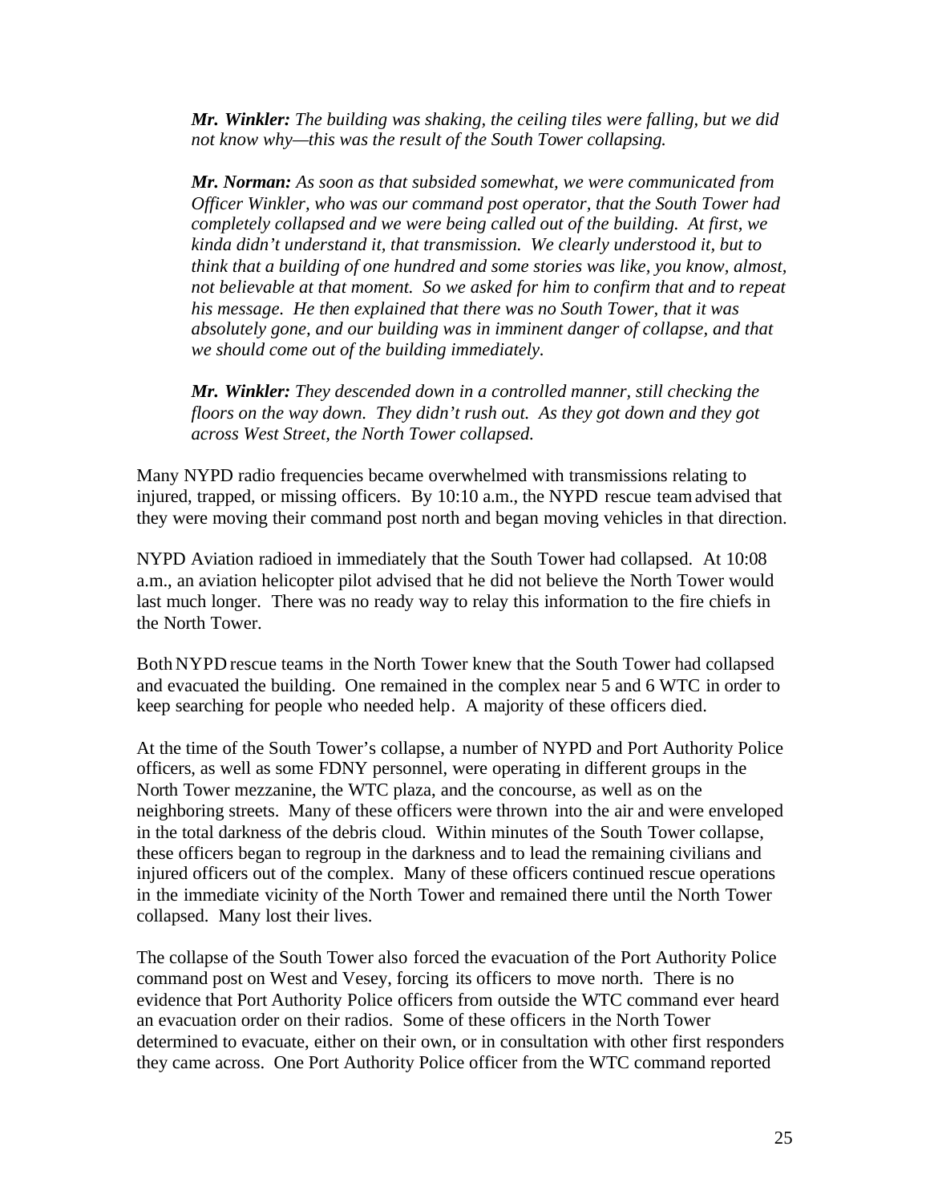***Mr. Winkler:** The building was shaking, the ceiling tiles were falling, but we did not know why—this was the result of the South Tower collapsing.*

***Mr. Norman:** As soon as that subsided somewhat, we were communicated from Officer Winkler, who was our command post operator, that the South Tower had completely collapsed and we were being called out of the building. At first, we kinda didn't understand it, that transmission. We clearly understood it, but to think that a building of one hundred and some stories was like, you know, almost, not believable at that moment. So we asked for him to confirm that and to repeat his message. He then explained that there was no South Tower, that it was absolutely gone, and our building was in imminent danger of collapse, and that we should come out of the building immediately.*

***Mr. Winkler:** They descended down in a controlled manner, still checking the floors on the way down. They didn't rush out. As they got down and they got across West Street, the North Tower collapsed.*

Many NYPD radio frequencies became overwhelmed with transmissions relating to injured, trapped, or missing officers. By 10:10 a.m., the NYPD rescue team advised that they were moving their command post north and began moving vehicles in that direction.

NYPD Aviation radioed in immediately that the South Tower had collapsed. At 10:08 a.m., an aviation helicopter pilot advised that he did not believe the North Tower would last much longer. There was no ready way to relay this information to the fire chiefs in the North Tower.

Both NYPD rescue teams in the North Tower knew that the South Tower had collapsed and evacuated the building. One remained in the complex near 5 and 6 WTC in order to keep searching for people who needed help. A majority of these officers died.

At the time of the South Tower's collapse, a number of NYPD and Port Authority Police officers, as well as some FDNY personnel, were operating in different groups in the North Tower mezzanine, the WTC plaza, and the concourse, as well as on the neighboring streets. Many of these officers were thrown into the air and were enveloped in the total darkness of the debris cloud. Within minutes of the South Tower collapse, these officers began to regroup in the darkness and to lead the remaining civilians and injured officers out of the complex. Many of these officers continued rescue operations in the immediate vicinity of the North Tower and remained there until the North Tower collapsed. Many lost their lives.

The collapse of the South Tower also forced the evacuation of the Port Authority Police command post on West and Vesey, forcing its officers to move north. There is no evidence that Port Authority Police officers from outside the WTC command ever heard an evacuation order on their radios. Some of these officers in the North Tower determined to evacuate, either on their own, or in consultation with other first responders they came across. One Port Authority Police officer from the WTC command reported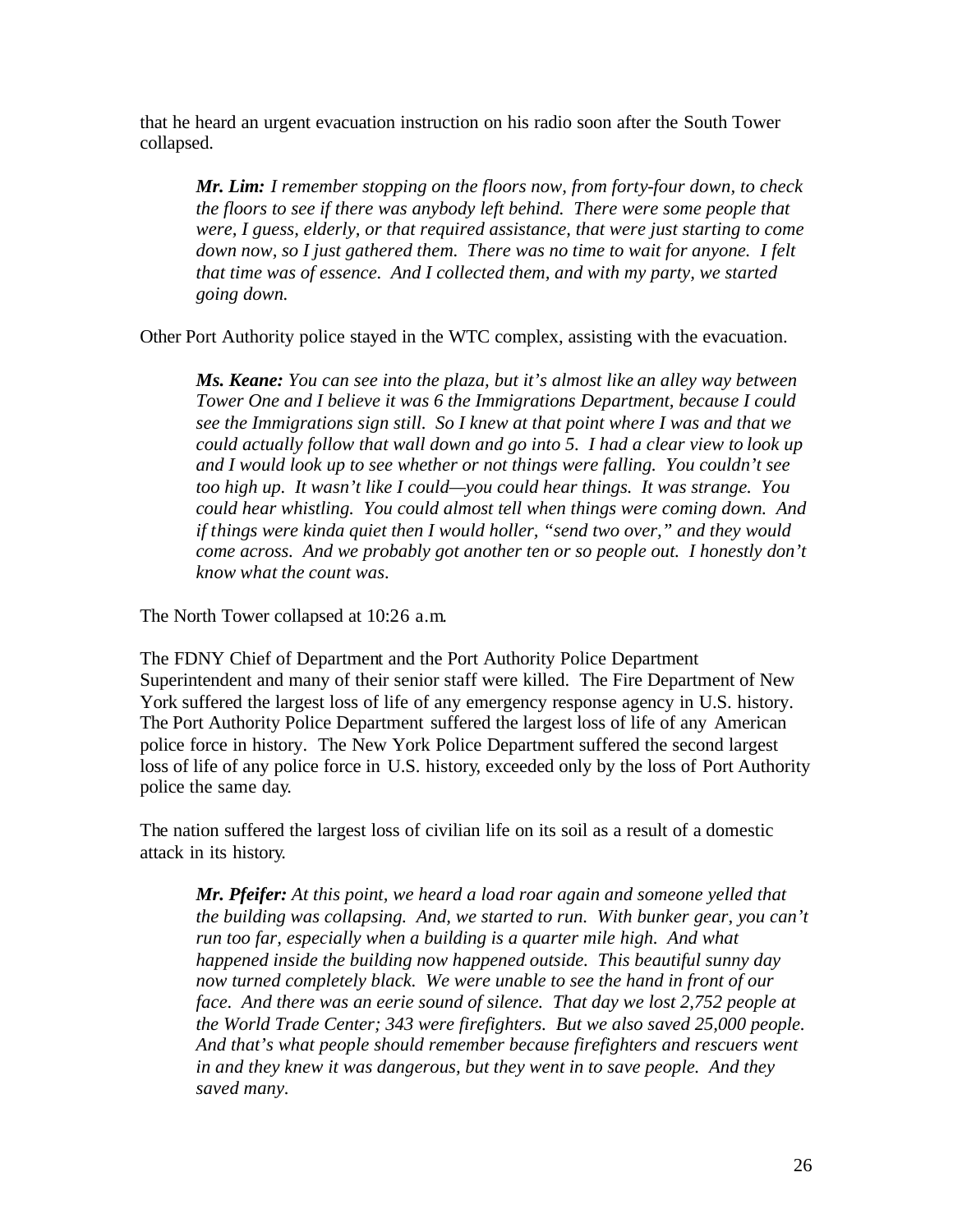that he heard an urgent evacuation instruction on his radio soon after the South Tower collapsed.

> ***Mr. Lim:*** *I remember stopping on the floors now, from forty-four down, to check the floors to see if there was anybody left behind. There were some people that were, I guess, elderly, or that required assistance, that were just starting to come down now, so I just gathered them. There was no time to wait for anyone. I felt that time was of essence. And I collected them, and with my party, we started going down.*

Other Port Authority police stayed in the WTC complex, assisting with the evacuation.

> ***Ms. Keane:*** *You can see into the plaza, but it's almost like an alley way between Tower One and I believe it was 6 the Immigrations Department, because I could see the Immigrations sign still. So I knew at that point where I was and that we could actually follow that wall down and go into 5. I had a clear view to look up and I would look up to see whether or not things were falling. You couldn't see too high up. It wasn't like I could—you could hear things. It was strange. You could hear whistling. You could almost tell when things were coming down. And if things were kinda quiet then I would holler, "send two over," and they would come across. And we probably got another ten or so people out. I honestly don't know what the count was.*

The North Tower collapsed at 10:26 a.m.

The FDNY Chief of Department and the Port Authority Police Department Superintendent and many of their senior staff were killed. The Fire Department of New York suffered the largest loss of life of any emergency response agency in U.S. history. The Port Authority Police Department suffered the largest loss of life of any American police force in history. The New York Police Department suffered the second largest loss of life of any police force in U.S. history, exceeded only by the loss of Port Authority police the same day.

The nation suffered the largest loss of civilian life on its soil as a result of a domestic attack in its history.

> ***Mr. Pfeifer:*** *At this point, we heard a load roar again and someone yelled that the building was collapsing. And, we started to run. With bunker gear, you can't run too far, especially when a building is a quarter mile high. And what happened inside the building now happened outside. This beautiful sunny day now turned completely black. We were unable to see the hand in front of our face. And there was an eerie sound of silence. That day we lost 2,752 people at the World Trade Center; 343 were firefighters. But we also saved 25,000 people. And that's what people should remember because firefighters and rescuers went in and they knew it was dangerous, but they went in to save people. And they saved many.*